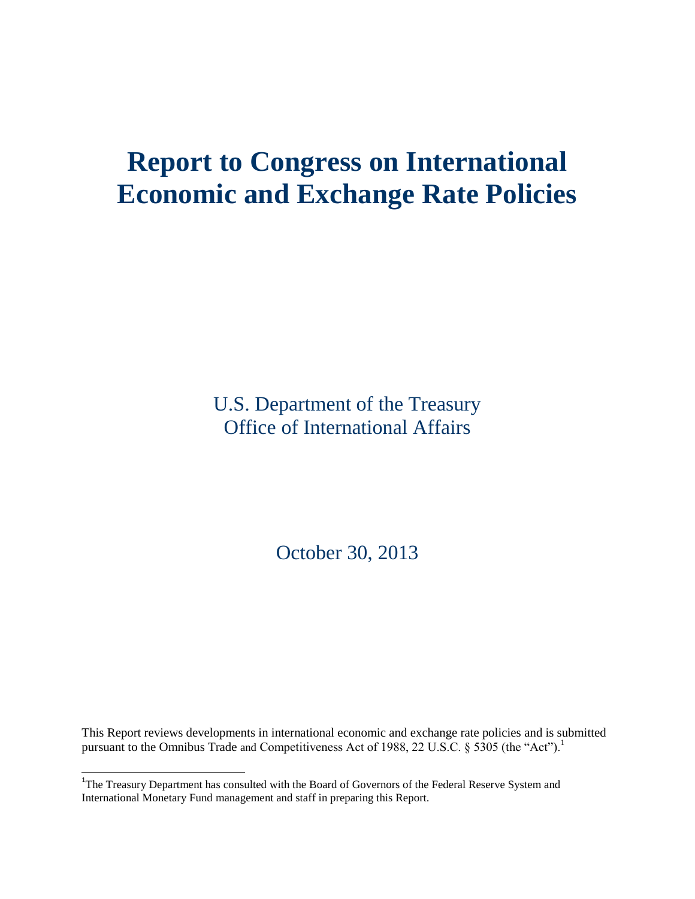# Report to Congress on International Economic and Exchange Rate Policies

U.S. Department of the Treasury
Office of International Affairs

October 30, 2013

This Report reviews developments in international economic and exchange rate policies and is submitted pursuant to the Omnibus Trade and Competitiveness Act of 1988, 22 U.S.C. § 5305 (the "Act").[1]

[1] The Treasury Department has consulted with the Board of Governors of the Federal Reserve System and International Monetary Fund management and staff in preparing this Report.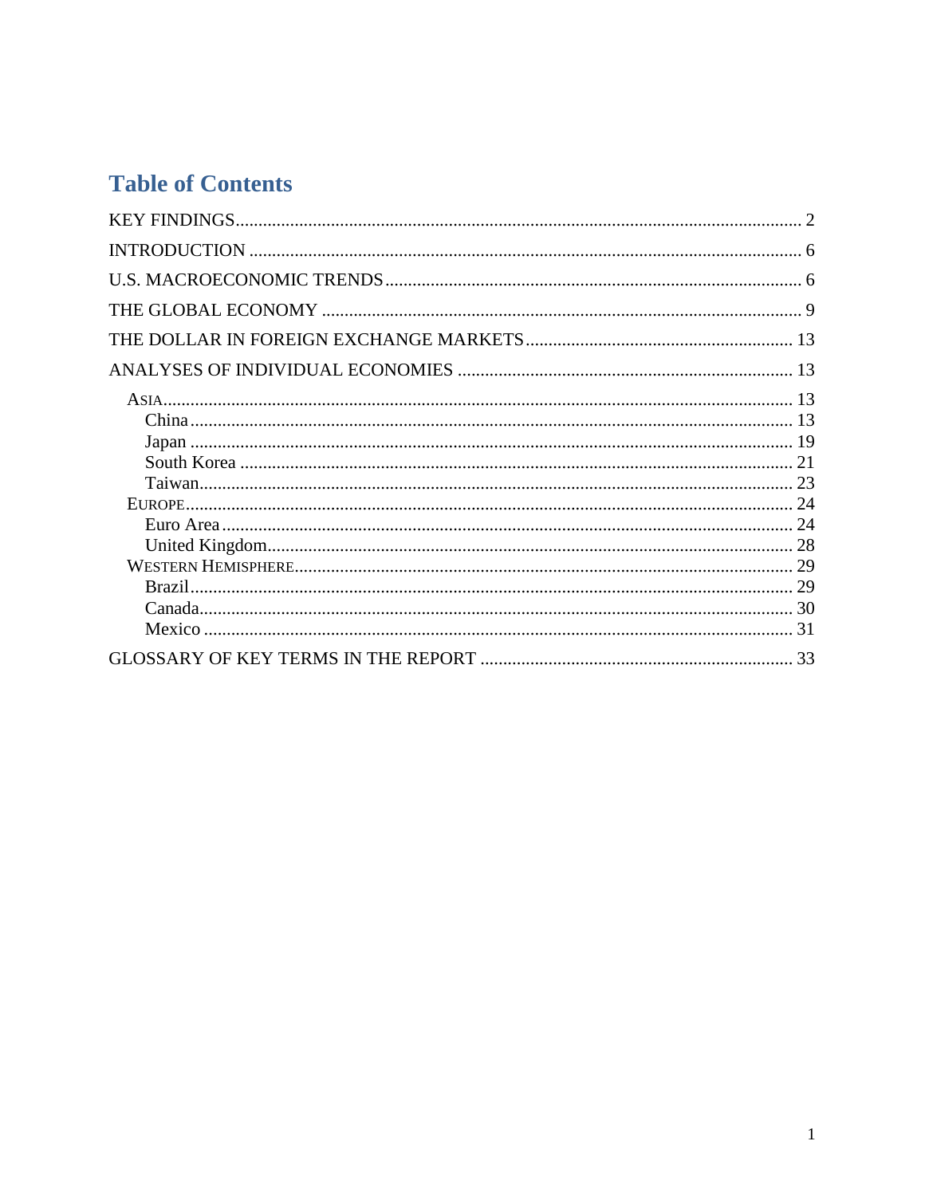# Table of Contents

- KEY FINDINGS ........ 2
- INTRODUCTION ........ 6
- U.S. MACROECONOMIC TRENDS ........ 6
- THE GLOBAL ECONOMY ........ 9
- THE DOLLAR IN FOREIGN EXCHANGE MARKETS ........ 13
- ANALYSES OF INDIVIDUAL ECONOMIES ........ 13
  - ASIA ........ 13
    - China ........ 13
    - Japan ........ 19
    - South Korea ........ 21
    - Taiwan ........ 23
  - EUROPE ........ 24
    - Euro Area ........ 24
    - United Kingdom ........ 28
  - WESTERN HEMISPHERE ........ 29
    - Brazil ........ 29
    - Canada ........ 30
    - Mexico ........ 31
- GLOSSARY OF KEY TERMS IN THE REPORT ........ 33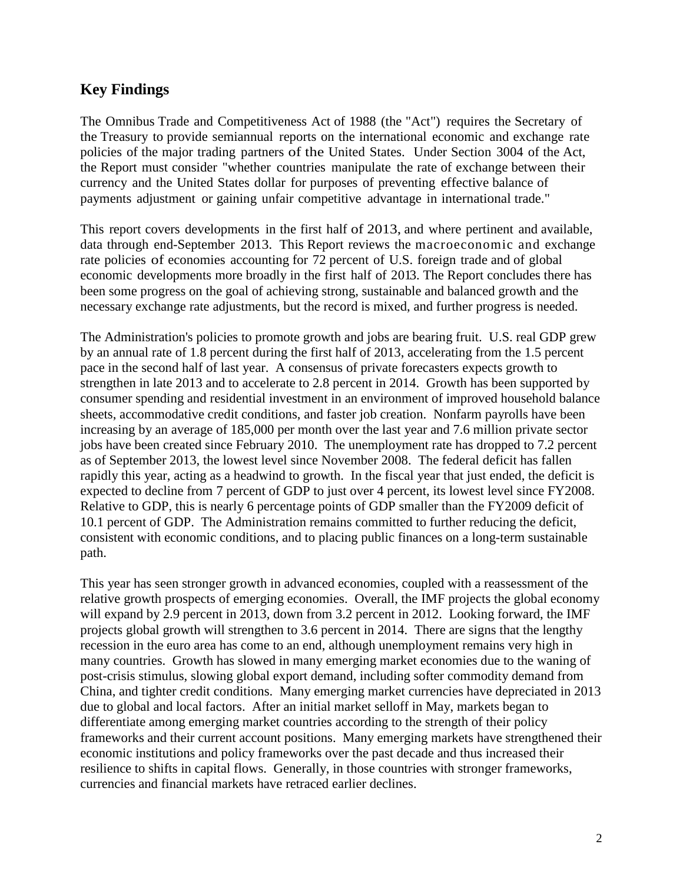## Key Findings

The Omnibus Trade and Competitiveness Act of 1988 (the "Act") requires the Secretary of the Treasury to provide semiannual reports on the international economic and exchange rate policies of the major trading partners of the United States. Under Section 3004 of the Act, the Report must consider "whether countries manipulate the rate of exchange between their currency and the United States dollar for purposes of preventing effective balance of payments adjustment or gaining unfair competitive advantage in international trade."

This report covers developments in the first half of 2013, and where pertinent and available, data through end-September 2013. This Report reviews the macroeconomic and exchange rate policies of economies accounting for 72 percent of U.S. foreign trade and of global economic developments more broadly in the first half of 2013. The Report concludes there has been some progress on the goal of achieving strong, sustainable and balanced growth and the necessary exchange rate adjustments, but the record is mixed, and further progress is needed.

The Administration's policies to promote growth and jobs are bearing fruit. U.S. real GDP grew by an annual rate of 1.8 percent during the first half of 2013, accelerating from the 1.5 percent pace in the second half of last year. A consensus of private forecasters expects growth to strengthen in late 2013 and to accelerate to 2.8 percent in 2014. Growth has been supported by consumer spending and residential investment in an environment of improved household balance sheets, accommodative credit conditions, and faster job creation. Nonfarm payrolls have been increasing by an average of 185,000 per month over the last year and 7.6 million private sector jobs have been created since February 2010. The unemployment rate has dropped to 7.2 percent as of September 2013, the lowest level since November 2008. The federal deficit has fallen rapidly this year, acting as a headwind to growth. In the fiscal year that just ended, the deficit is expected to decline from 7 percent of GDP to just over 4 percent, its lowest level since FY2008. Relative to GDP, this is nearly 6 percentage points of GDP smaller than the FY2009 deficit of 10.1 percent of GDP. The Administration remains committed to further reducing the deficit, consistent with economic conditions, and to placing public finances on a long-term sustainable path.

This year has seen stronger growth in advanced economies, coupled with a reassessment of the relative growth prospects of emerging economies. Overall, the IMF projects the global economy will expand by 2.9 percent in 2013, down from 3.2 percent in 2012. Looking forward, the IMF projects global growth will strengthen to 3.6 percent in 2014. There are signs that the lengthy recession in the euro area has come to an end, although unemployment remains very high in many countries. Growth has slowed in many emerging market economies due to the waning of post-crisis stimulus, slowing global export demand, including softer commodity demand from China, and tighter credit conditions. Many emerging market currencies have depreciated in 2013 due to global and local factors. After an initial market selloff in May, markets began to differentiate among emerging market countries according to the strength of their policy frameworks and their current account positions. Many emerging markets have strengthened their economic institutions and policy frameworks over the past decade and thus increased their resilience to shifts in capital flows. Generally, in those countries with stronger frameworks, currencies and financial markets have retraced earlier declines.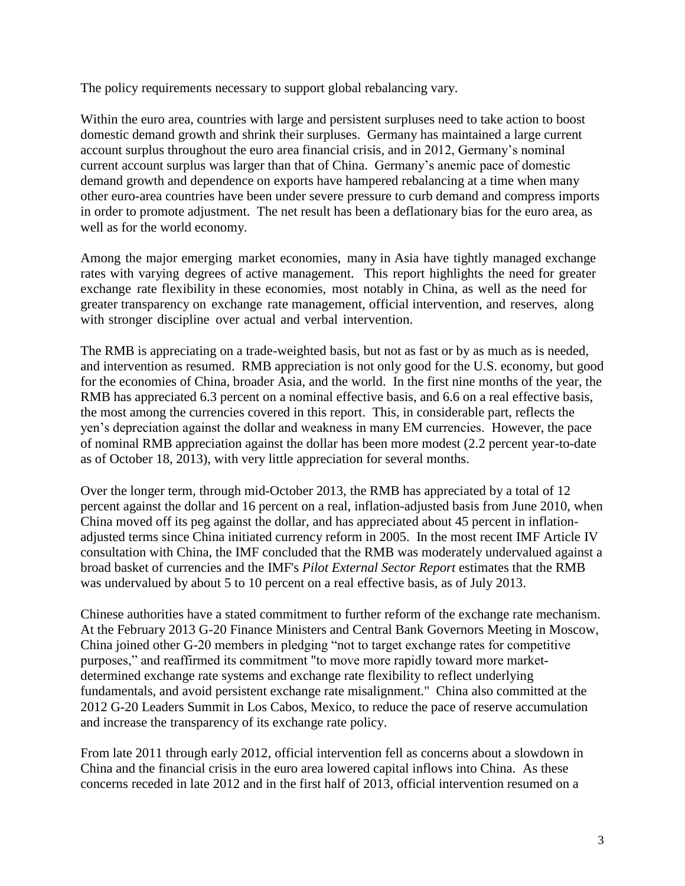The policy requirements necessary to support global rebalancing vary.

Within the euro area, countries with large and persistent surpluses need to take action to boost domestic demand growth and shrink their surpluses. Germany has maintained a large current account surplus throughout the euro area financial crisis, and in 2012, Germany's nominal current account surplus was larger than that of China. Germany's anemic pace of domestic demand growth and dependence on exports have hampered rebalancing at a time when many other euro-area countries have been under severe pressure to curb demand and compress imports in order to promote adjustment. The net result has been a deflationary bias for the euro area, as well as for the world economy.

Among the major emerging market economies, many in Asia have tightly managed exchange rates with varying degrees of active management. This report highlights the need for greater exchange rate flexibility in these economies, most notably in China, as well as the need for greater transparency on exchange rate management, official intervention, and reserves, along with stronger discipline over actual and verbal intervention.

The RMB is appreciating on a trade-weighted basis, but not as fast or by as much as is needed, and intervention as resumed. RMB appreciation is not only good for the U.S. economy, but good for the economies of China, broader Asia, and the world. In the first nine months of the year, the RMB has appreciated 6.3 percent on a nominal effective basis, and 6.6 on a real effective basis, the most among the currencies covered in this report. This, in considerable part, reflects the yen's depreciation against the dollar and weakness in many EM currencies. However, the pace of nominal RMB appreciation against the dollar has been more modest (2.2 percent year-to-date as of October 18, 2013), with very little appreciation for several months.

Over the longer term, through mid-October 2013, the RMB has appreciated by a total of 12 percent against the dollar and 16 percent on a real, inflation-adjusted basis from June 2010, when China moved off its peg against the dollar, and has appreciated about 45 percent in inflation-adjusted terms since China initiated currency reform in 2005. In the most recent IMF Article IV consultation with China, the IMF concluded that the RMB was moderately undervalued against a broad basket of currencies and the IMF's *Pilot External Sector Report* estimates that the RMB was undervalued by about 5 to 10 percent on a real effective basis, as of July 2013.

Chinese authorities have a stated commitment to further reform of the exchange rate mechanism. At the February 2013 G-20 Finance Ministers and Central Bank Governors Meeting in Moscow, China joined other G-20 members in pledging "not to target exchange rates for competitive purposes," and reaffirmed its commitment "to move more rapidly toward more market-determined exchange rate systems and exchange rate flexibility to reflect underlying fundamentals, and avoid persistent exchange rate misalignment." China also committed at the 2012 G-20 Leaders Summit in Los Cabos, Mexico, to reduce the pace of reserve accumulation and increase the transparency of its exchange rate policy.

From late 2011 through early 2012, official intervention fell as concerns about a slowdown in China and the financial crisis in the euro area lowered capital inflows into China. As these concerns receded in late 2012 and in the first half of 2013, official intervention resumed on a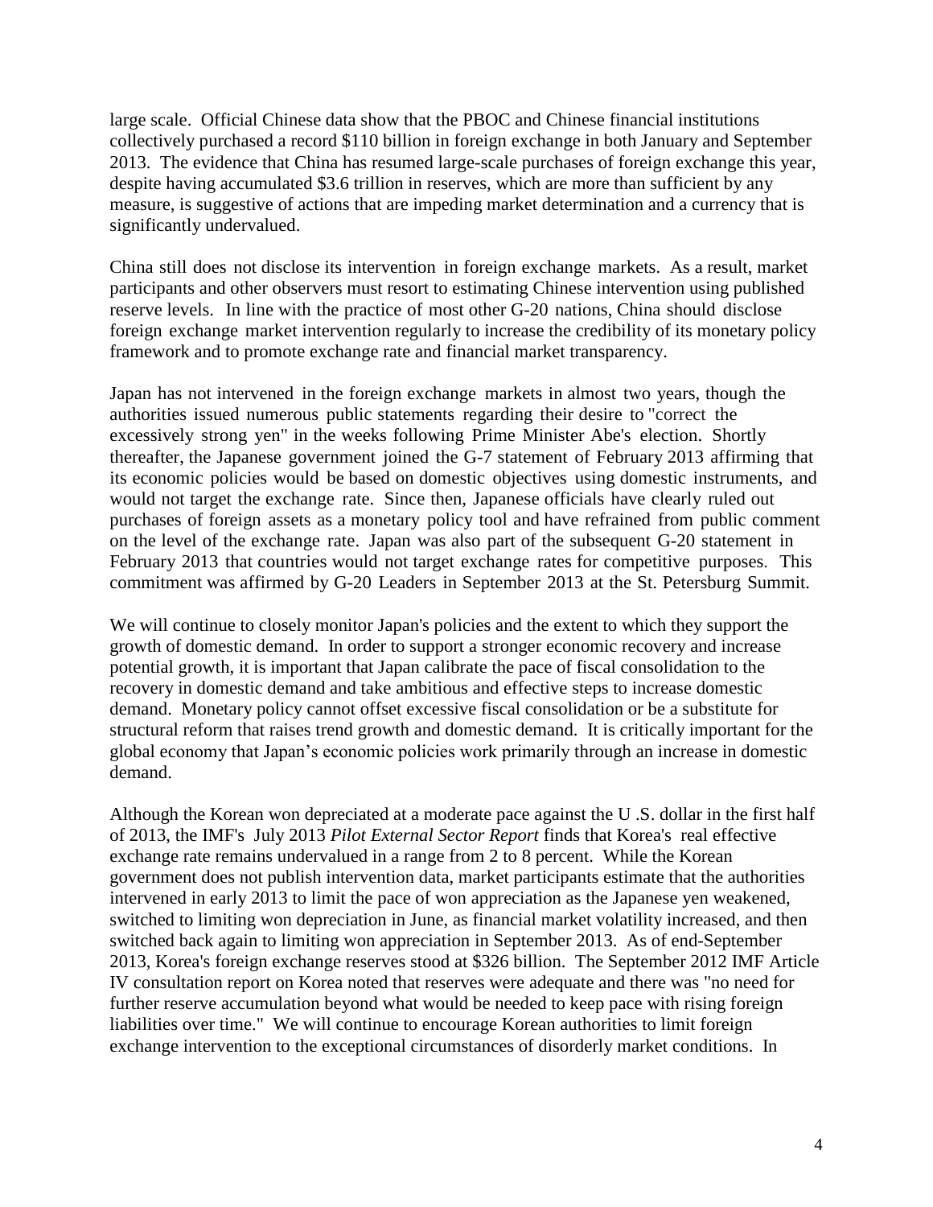large scale. Official Chinese data show that the PBOC and Chinese financial institutions collectively purchased a record $110 billion in foreign exchange in both January and September 2013. The evidence that China has resumed large-scale purchases of foreign exchange this year, despite having accumulated $3.6 trillion in reserves, which are more than sufficient by any measure, is suggestive of actions that are impeding market determination and a currency that is significantly undervalued.

China still does not disclose its intervention in foreign exchange markets. As a result, market participants and other observers must resort to estimating Chinese intervention using published reserve levels. In line with the practice of most other G-20 nations, China should disclose foreign exchange market intervention regularly to increase the credibility of its monetary policy framework and to promote exchange rate and financial market transparency.

Japan has not intervened in the foreign exchange markets in almost two years, though the authorities issued numerous public statements regarding their desire to "correct the excessively strong yen" in the weeks following Prime Minister Abe's election. Shortly thereafter, the Japanese government joined the G-7 statement of February 2013 affirming that its economic policies would be based on domestic objectives using domestic instruments, and would not target the exchange rate. Since then, Japanese officials have clearly ruled out purchases of foreign assets as a monetary policy tool and have refrained from public comment on the level of the exchange rate. Japan was also part of the subsequent G-20 statement in February 2013 that countries would not target exchange rates for competitive purposes. This commitment was affirmed by G-20 Leaders in September 2013 at the St. Petersburg Summit.

We will continue to closely monitor Japan's policies and the extent to which they support the growth of domestic demand. In order to support a stronger economic recovery and increase potential growth, it is important that Japan calibrate the pace of fiscal consolidation to the recovery in domestic demand and take ambitious and effective steps to increase domestic demand. Monetary policy cannot offset excessive fiscal consolidation or be a substitute for structural reform that raises trend growth and domestic demand. It is critically important for the global economy that Japan's economic policies work primarily through an increase in domestic demand.

Although the Korean won depreciated at a moderate pace against the U .S. dollar in the first half of 2013, the IMF's July 2013 *Pilot External Sector Report* finds that Korea's real effective exchange rate remains undervalued in a range from 2 to 8 percent. While the Korean government does not publish intervention data, market participants estimate that the authorities intervened in early 2013 to limit the pace of won appreciation as the Japanese yen weakened, switched to limiting won depreciation in June, as financial market volatility increased, and then switched back again to limiting won appreciation in September 2013. As of end-September 2013, Korea's foreign exchange reserves stood at $326 billion. The September 2012 IMF Article IV consultation report on Korea noted that reserves were adequate and there was "no need for further reserve accumulation beyond what would be needed to keep pace with rising foreign liabilities over time." We will continue to encourage Korean authorities to limit foreign exchange intervention to the exceptional circumstances of disorderly market conditions. In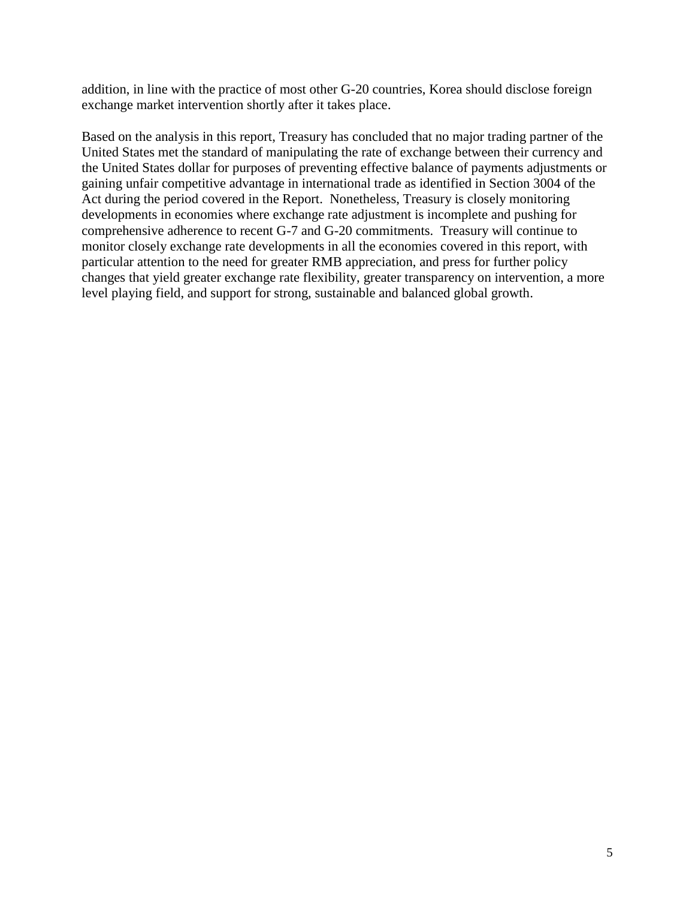addition, in line with the practice of most other G-20 countries, Korea should disclose foreign exchange market intervention shortly after it takes place.

Based on the analysis in this report, Treasury has concluded that no major trading partner of the United States met the standard of manipulating the rate of exchange between their currency and the United States dollar for purposes of preventing effective balance of payments adjustments or gaining unfair competitive advantage in international trade as identified in Section 3004 of the Act during the period covered in the Report. Nonetheless, Treasury is closely monitoring developments in economies where exchange rate adjustment is incomplete and pushing for comprehensive adherence to recent G-7 and G-20 commitments. Treasury will continue to monitor closely exchange rate developments in all the economies covered in this report, with particular attention to the need for greater RMB appreciation, and press for further policy changes that yield greater exchange rate flexibility, greater transparency on intervention, a more level playing field, and support for strong, sustainable and balanced global growth.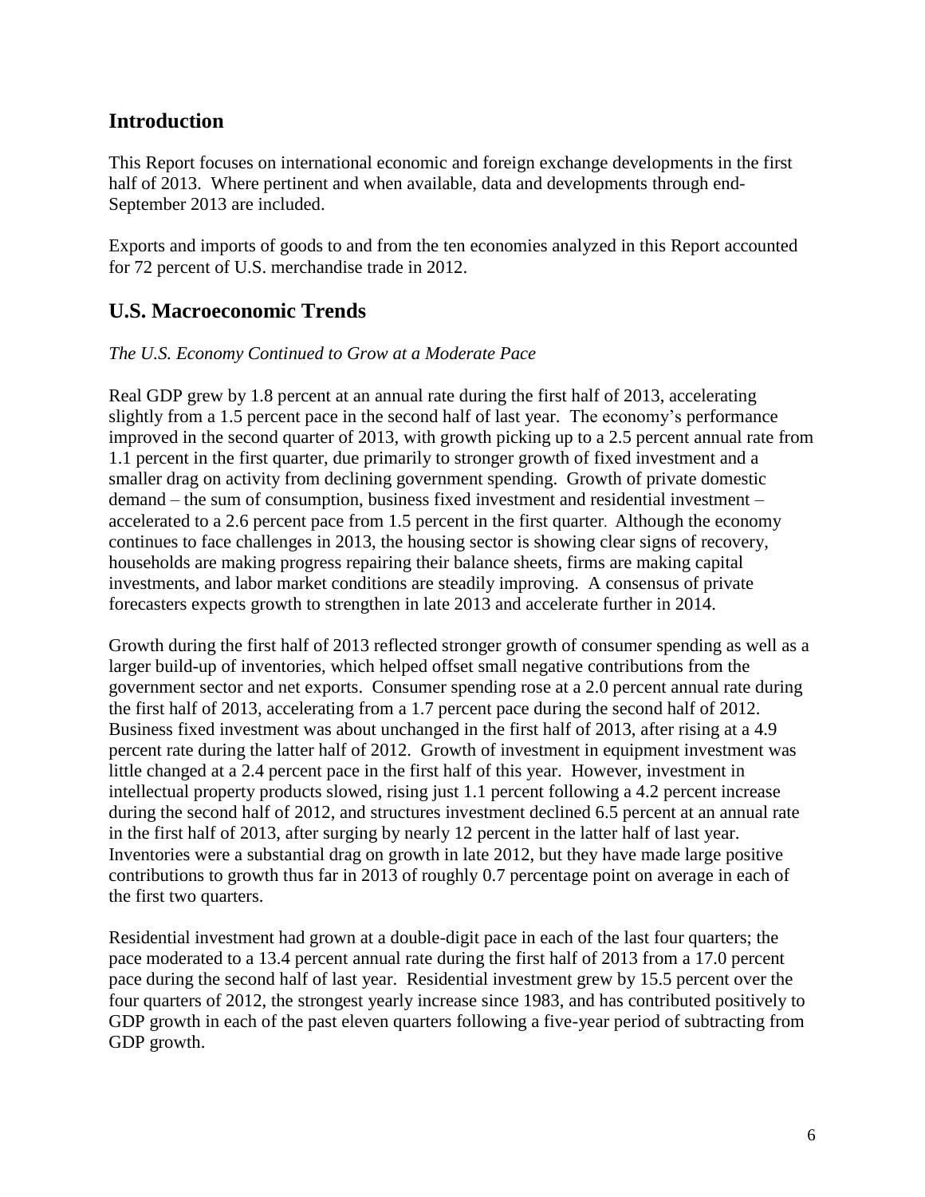## Introduction

This Report focuses on international economic and foreign exchange developments in the first half of 2013. Where pertinent and when available, data and developments through end-September 2013 are included.

Exports and imports of goods to and from the ten economies analyzed in this Report accounted for 72 percent of U.S. merchandise trade in 2012.

## U.S. Macroeconomic Trends

*The U.S. Economy Continued to Grow at a Moderate Pace*

Real GDP grew by 1.8 percent at an annual rate during the first half of 2013, accelerating slightly from a 1.5 percent pace in the second half of last year. The economy's performance improved in the second quarter of 2013, with growth picking up to a 2.5 percent annual rate from 1.1 percent in the first quarter, due primarily to stronger growth of fixed investment and a smaller drag on activity from declining government spending. Growth of private domestic demand – the sum of consumption, business fixed investment and residential investment – accelerated to a 2.6 percent pace from 1.5 percent in the first quarter. Although the economy continues to face challenges in 2013, the housing sector is showing clear signs of recovery, households are making progress repairing their balance sheets, firms are making capital investments, and labor market conditions are steadily improving. A consensus of private forecasters expects growth to strengthen in late 2013 and accelerate further in 2014.

Growth during the first half of 2013 reflected stronger growth of consumer spending as well as a larger build-up of inventories, which helped offset small negative contributions from the government sector and net exports. Consumer spending rose at a 2.0 percent annual rate during the first half of 2013, accelerating from a 1.7 percent pace during the second half of 2012. Business fixed investment was about unchanged in the first half of 2013, after rising at a 4.9 percent rate during the latter half of 2012. Growth of investment in equipment investment was little changed at a 2.4 percent pace in the first half of this year. However, investment in intellectual property products slowed, rising just 1.1 percent following a 4.2 percent increase during the second half of 2012, and structures investment declined 6.5 percent at an annual rate in the first half of 2013, after surging by nearly 12 percent in the latter half of last year. Inventories were a substantial drag on growth in late 2012, but they have made large positive contributions to growth thus far in 2013 of roughly 0.7 percentage point on average in each of the first two quarters.

Residential investment had grown at a double-digit pace in each of the last four quarters; the pace moderated to a 13.4 percent annual rate during the first half of 2013 from a 17.0 percent pace during the second half of last year. Residential investment grew by 15.5 percent over the four quarters of 2012, the strongest yearly increase since 1983, and has contributed positively to GDP growth in each of the past eleven quarters following a five-year period of subtracting from GDP growth.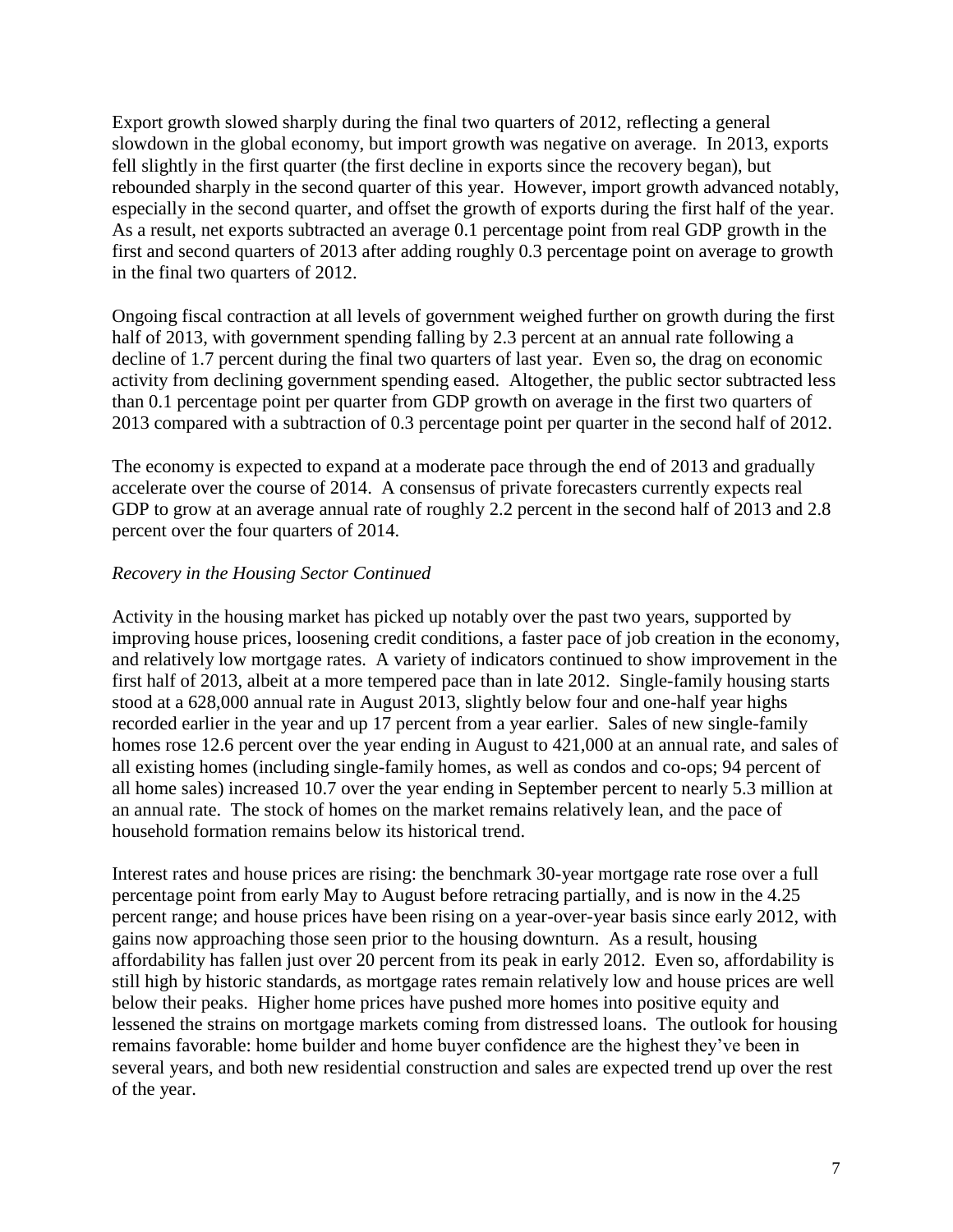Export growth slowed sharply during the final two quarters of 2012, reflecting a general slowdown in the global economy, but import growth was negative on average. In 2013, exports fell slightly in the first quarter (the first decline in exports since the recovery began), but rebounded sharply in the second quarter of this year. However, import growth advanced notably, especially in the second quarter, and offset the growth of exports during the first half of the year. As a result, net exports subtracted an average 0.1 percentage point from real GDP growth in the first and second quarters of 2013 after adding roughly 0.3 percentage point on average to growth in the final two quarters of 2012.

Ongoing fiscal contraction at all levels of government weighed further on growth during the first half of 2013, with government spending falling by 2.3 percent at an annual rate following a decline of 1.7 percent during the final two quarters of last year. Even so, the drag on economic activity from declining government spending eased. Altogether, the public sector subtracted less than 0.1 percentage point per quarter from GDP growth on average in the first two quarters of 2013 compared with a subtraction of 0.3 percentage point per quarter in the second half of 2012.

The economy is expected to expand at a moderate pace through the end of 2013 and gradually accelerate over the course of 2014. A consensus of private forecasters currently expects real GDP to grow at an average annual rate of roughly 2.2 percent in the second half of 2013 and 2.8 percent over the four quarters of 2014.

*Recovery in the Housing Sector Continued*

Activity in the housing market has picked up notably over the past two years, supported by improving house prices, loosening credit conditions, a faster pace of job creation in the economy, and relatively low mortgage rates. A variety of indicators continued to show improvement in the first half of 2013, albeit at a more tempered pace than in late 2012. Single-family housing starts stood at a 628,000 annual rate in August 2013, slightly below four and one-half year highs recorded earlier in the year and up 17 percent from a year earlier. Sales of new single-family homes rose 12.6 percent over the year ending in August to 421,000 at an annual rate, and sales of all existing homes (including single-family homes, as well as condos and co-ops; 94 percent of all home sales) increased 10.7 over the year ending in September percent to nearly 5.3 million at an annual rate. The stock of homes on the market remains relatively lean, and the pace of household formation remains below its historical trend.

Interest rates and house prices are rising: the benchmark 30-year mortgage rate rose over a full percentage point from early May to August before retracing partially, and is now in the 4.25 percent range; and house prices have been rising on a year-over-year basis since early 2012, with gains now approaching those seen prior to the housing downturn. As a result, housing affordability has fallen just over 20 percent from its peak in early 2012. Even so, affordability is still high by historic standards, as mortgage rates remain relatively low and house prices are well below their peaks. Higher home prices have pushed more homes into positive equity and lessened the strains on mortgage markets coming from distressed loans. The outlook for housing remains favorable: home builder and home buyer confidence are the highest they've been in several years, and both new residential construction and sales are expected trend up over the rest of the year.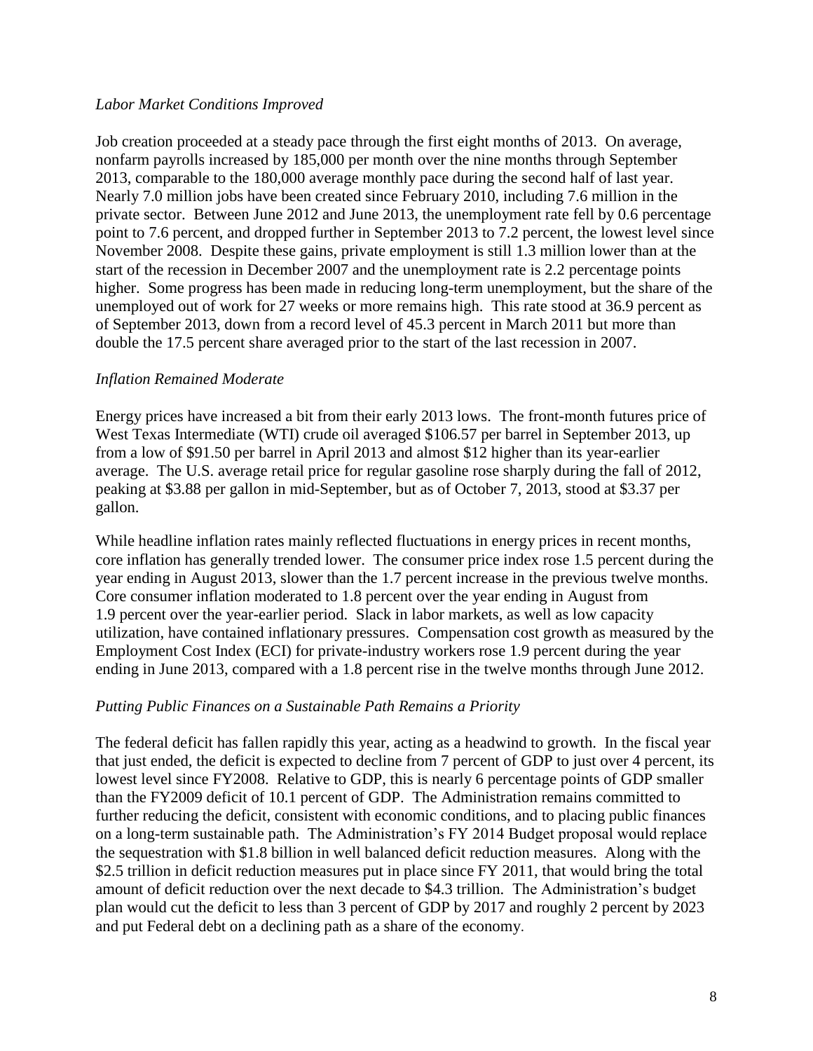*Labor Market Conditions Improved*

Job creation proceeded at a steady pace through the first eight months of 2013. On average, nonfarm payrolls increased by 185,000 per month over the nine months through September 2013, comparable to the 180,000 average monthly pace during the second half of last year. Nearly 7.0 million jobs have been created since February 2010, including 7.6 million in the private sector. Between June 2012 and June 2013, the unemployment rate fell by 0.6 percentage point to 7.6 percent, and dropped further in September 2013 to 7.2 percent, the lowest level since November 2008. Despite these gains, private employment is still 1.3 million lower than at the start of the recession in December 2007 and the unemployment rate is 2.2 percentage points higher. Some progress has been made in reducing long-term unemployment, but the share of the unemployed out of work for 27 weeks or more remains high. This rate stood at 36.9 percent as of September 2013, down from a record level of 45.3 percent in March 2011 but more than double the 17.5 percent share averaged prior to the start of the last recession in 2007.

*Inflation Remained Moderate*

Energy prices have increased a bit from their early 2013 lows. The front-month futures price of West Texas Intermediate (WTI) crude oil averaged $106.57 per barrel in September 2013, up from a low of $91.50 per barrel in April 2013 and almost $12 higher than its year-earlier average. The U.S. average retail price for regular gasoline rose sharply during the fall of 2012, peaking at $3.88 per gallon in mid-September, but as of October 7, 2013, stood at $3.37 per gallon.

While headline inflation rates mainly reflected fluctuations in energy prices in recent months, core inflation has generally trended lower. The consumer price index rose 1.5 percent during the year ending in August 2013, slower than the 1.7 percent increase in the previous twelve months. Core consumer inflation moderated to 1.8 percent over the year ending in August from 1.9 percent over the year-earlier period. Slack in labor markets, as well as low capacity utilization, have contained inflationary pressures. Compensation cost growth as measured by the Employment Cost Index (ECI) for private-industry workers rose 1.9 percent during the year ending in June 2013, compared with a 1.8 percent rise in the twelve months through June 2012.

*Putting Public Finances on a Sustainable Path Remains a Priority*

The federal deficit has fallen rapidly this year, acting as a headwind to growth. In the fiscal year that just ended, the deficit is expected to decline from 7 percent of GDP to just over 4 percent, its lowest level since FY2008. Relative to GDP, this is nearly 6 percentage points of GDP smaller than the FY2009 deficit of 10.1 percent of GDP. The Administration remains committed to further reducing the deficit, consistent with economic conditions, and to placing public finances on a long-term sustainable path. The Administration's FY 2014 Budget proposal would replace the sequestration with $1.8 billion in well balanced deficit reduction measures. Along with the $2.5 trillion in deficit reduction measures put in place since FY 2011, that would bring the total amount of deficit reduction over the next decade to $4.3 trillion. The Administration's budget plan would cut the deficit to less than 3 percent of GDP by 2017 and roughly 2 percent by 2023 and put Federal debt on a declining path as a share of the economy.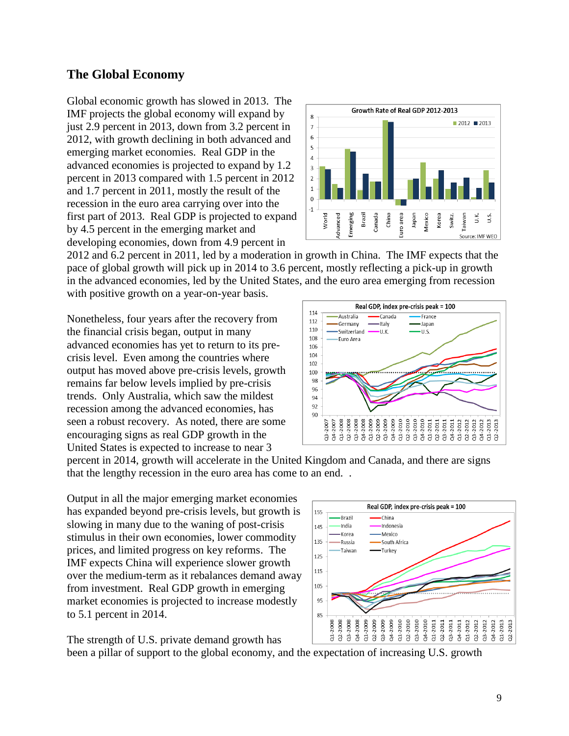## The Global Economy

Global economic growth has slowed in 2013. The IMF projects the global economy will expand by just 2.9 percent in 2013, down from 3.2 percent in 2012, with growth declining in both advanced and emerging market economies. Real GDP in the advanced economies is projected to expand by 1.2 percent in 2013 compared with 1.5 percent in 2012 and 1.7 percent in 2011, mostly the result of the recession in the euro area carrying over into the first part of 2013. Real GDP is projected to expand by 4.5 percent in the emerging market and developing economies, down from 4.9 percent in 2012 and 6.2 percent in 2011, led by a moderation in growth in China. The IMF expects that the pace of global growth will pick up in 2014 to 3.6 percent, mostly reflecting a pick-up in growth in the advanced economies, led by the United States, and the euro area emerging from recession with positive growth on a year-on-year basis.

Nonetheless, four years after the recovery from the financial crisis began, output in many advanced economies has yet to return to its pre-crisis level. Even among the countries where output has moved above pre-crisis levels, growth remains far below levels implied by pre-crisis trends. Only Australia, which saw the mildest recession among the advanced economies, has seen a robust recovery. As noted, there are some encouraging signs as real GDP growth in the United States is expected to increase to near 3 percent in 2014, growth will accelerate in the United Kingdom and Canada, and there are signs that the lengthy recession in the euro area has come to an end. .

Output in all the major emerging market economies has expanded beyond pre-crisis levels, but growth is slowing in many due to the waning of post-crisis stimulus in their own economies, lower commodity prices, and limited progress on key reforms. The IMF expects China will experience slower growth over the medium-term as it rebalances demand away from investment. Real GDP growth in emerging market economies is projected to increase modestly to 5.1 percent in 2014.

The strength of U.S. private demand growth has been a pillar of support to the global economy, and the expectation of increasing U.S. growth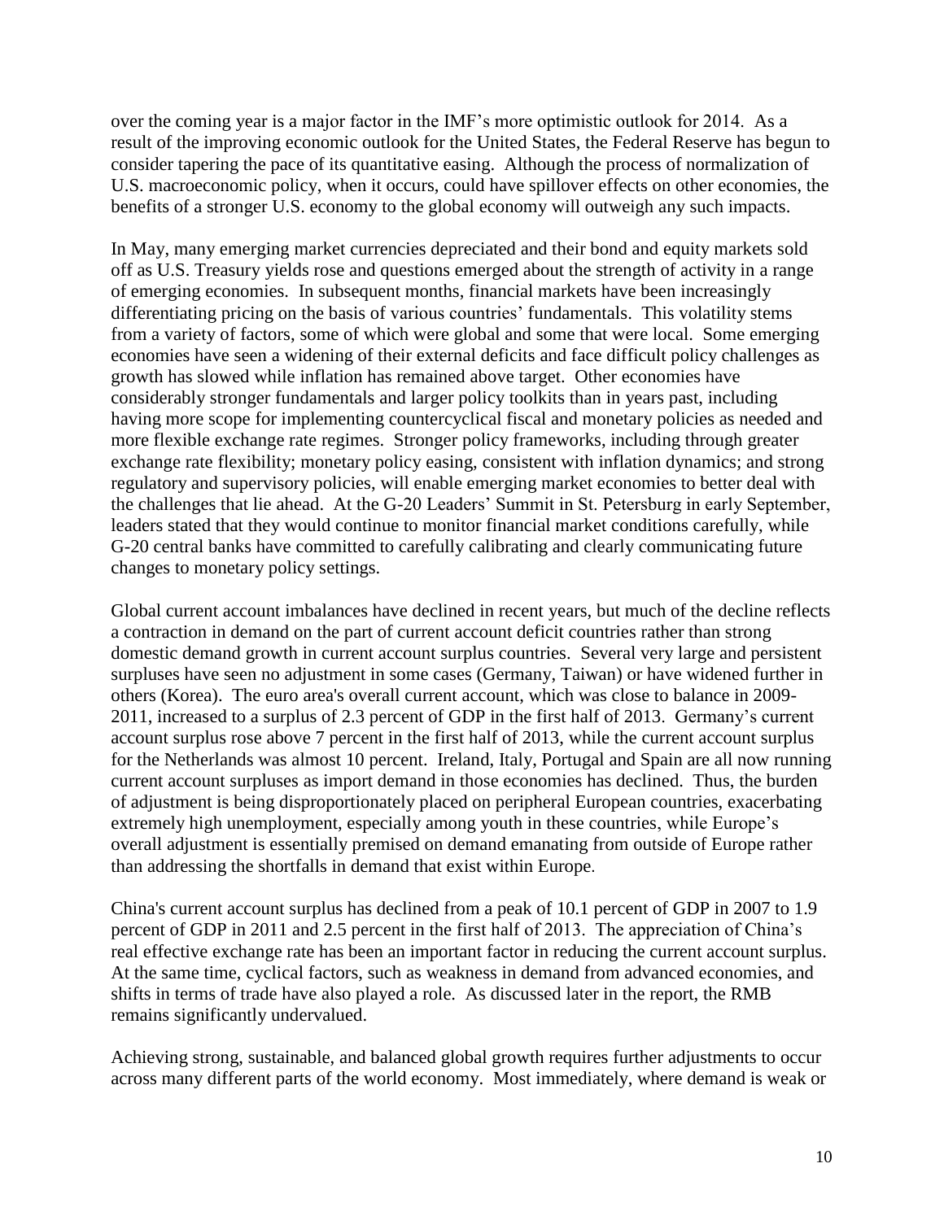over the coming year is a major factor in the IMF's more optimistic outlook for 2014. As a result of the improving economic outlook for the United States, the Federal Reserve has begun to consider tapering the pace of its quantitative easing. Although the process of normalization of U.S. macroeconomic policy, when it occurs, could have spillover effects on other economies, the benefits of a stronger U.S. economy to the global economy will outweigh any such impacts.

In May, many emerging market currencies depreciated and their bond and equity markets sold off as U.S. Treasury yields rose and questions emerged about the strength of activity in a range of emerging economies. In subsequent months, financial markets have been increasingly differentiating pricing on the basis of various countries' fundamentals. This volatility stems from a variety of factors, some of which were global and some that were local. Some emerging economies have seen a widening of their external deficits and face difficult policy challenges as growth has slowed while inflation has remained above target. Other economies have considerably stronger fundamentals and larger policy toolkits than in years past, including having more scope for implementing countercyclical fiscal and monetary policies as needed and more flexible exchange rate regimes. Stronger policy frameworks, including through greater exchange rate flexibility; monetary policy easing, consistent with inflation dynamics; and strong regulatory and supervisory policies, will enable emerging market economies to better deal with the challenges that lie ahead. At the G-20 Leaders' Summit in St. Petersburg in early September, leaders stated that they would continue to monitor financial market conditions carefully, while G-20 central banks have committed to carefully calibrating and clearly communicating future changes to monetary policy settings.

Global current account imbalances have declined in recent years, but much of the decline reflects a contraction in demand on the part of current account deficit countries rather than strong domestic demand growth in current account surplus countries. Several very large and persistent surpluses have seen no adjustment in some cases (Germany, Taiwan) or have widened further in others (Korea). The euro area's overall current account, which was close to balance in 2009-2011, increased to a surplus of 2.3 percent of GDP in the first half of 2013. Germany's current account surplus rose above 7 percent in the first half of 2013, while the current account surplus for the Netherlands was almost 10 percent. Ireland, Italy, Portugal and Spain are all now running current account surpluses as import demand in those economies has declined. Thus, the burden of adjustment is being disproportionately placed on peripheral European countries, exacerbating extremely high unemployment, especially among youth in these countries, while Europe's overall adjustment is essentially premised on demand emanating from outside of Europe rather than addressing the shortfalls in demand that exist within Europe.

China's current account surplus has declined from a peak of 10.1 percent of GDP in 2007 to 1.9 percent of GDP in 2011 and 2.5 percent in the first half of 2013. The appreciation of China's real effective exchange rate has been an important factor in reducing the current account surplus. At the same time, cyclical factors, such as weakness in demand from advanced economies, and shifts in terms of trade have also played a role. As discussed later in the report, the RMB remains significantly undervalued.

Achieving strong, sustainable, and balanced global growth requires further adjustments to occur across many different parts of the world economy. Most immediately, where demand is weak or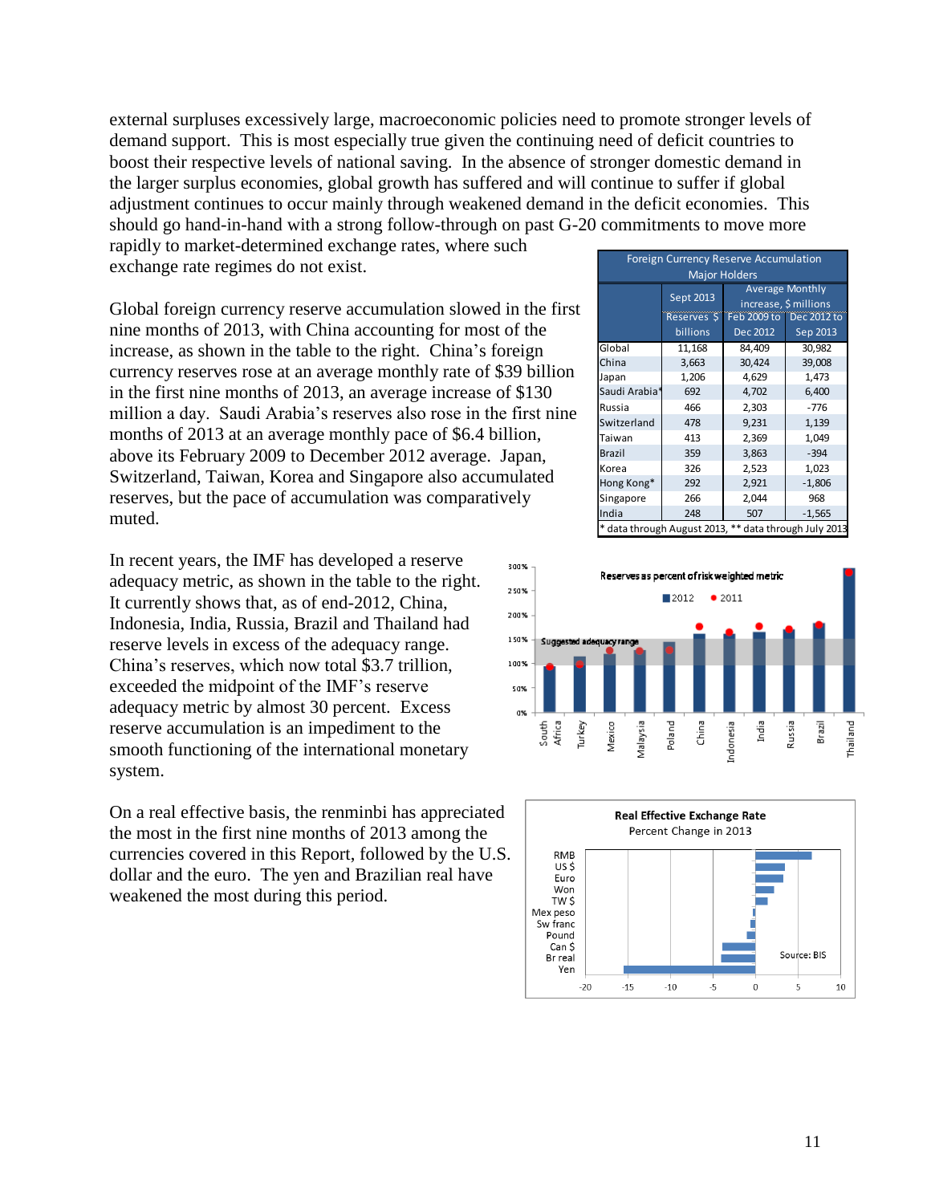external surpluses excessively large, macroeconomic policies need to promote stronger levels of demand support. This is most especially true given the continuing need of deficit countries to boost their respective levels of national saving. In the absence of stronger domestic demand in the larger surplus economies, global growth has suffered and will continue to suffer if global adjustment continues to occur mainly through weakened demand in the deficit economies. This should go hand-in-hand with a strong follow-through on past G-20 commitments to move more rapidly to market-determined exchange rates, where such exchange rate regimes do not exist.

Global foreign currency reserve accumulation slowed in the first nine months of 2013, with China accounting for most of the increase, as shown in the table to the right. China's foreign currency reserves rose at an average monthly rate of $39 billion in the first nine months of 2013, an average increase of $130 million a day. Saudi Arabia's reserves also rose in the first nine months of 2013 at an average monthly pace of $6.4 billion, above its February 2009 to December 2012 average. Japan, Switzerland, Taiwan, Korea and Singapore also accumulated reserves, but the pace of accumulation was comparatively muted.

| Foreign Currency Reserve Accumulation Major Holders | | | |
|---|---|---|---|
| | Sept 2013 | Average Monthly increase, $ millions | |
| | Reserves $ billions | Feb 2009 to Dec 2012 | Dec 2012 to Sep 2013 |
| Global | 11,168 | 84,409 | 30,982 |
| China | 3,663 | 30,424 | 39,008 |
| Japan | 1,206 | 4,629 | 1,473 |
| Saudi Arabia* | 692 | 4,702 | 6,400 |
| Russia | 466 | 2,303 | -776 |
| Switzerland | 478 | 9,231 | 1,139 |
| Taiwan | 413 | 2,369 | 1,049 |
| Brazil | 359 | 3,863 | -394 |
| Korea | 326 | 2,523 | 1,023 |
| Hong Kong* | 292 | 2,921 | -1,806 |
| Singapore | 266 | 2,044 | 968 |
| India | 248 | 507 | -1,565 |

\* data through August 2013, ** data through July 2013

In recent years, the IMF has developed a reserve adequacy metric, as shown in the table to the right. It currently shows that, as of end-2012, China, Indonesia, India, Russia, Brazil and Thailand had reserve levels in excess of the adequacy range. China's reserves, which now total $3.7 trillion, exceeded the midpoint of the IMF's reserve adequacy metric by almost 30 percent. Excess reserve accumulation is an impediment to the smooth functioning of the international monetary system.

On a real effective basis, the renminbi has appreciated the most in the first nine months of 2013 among the currencies covered in this Report, followed by the U.S. dollar and the euro. The yen and Brazilian real have weakened the most during this period.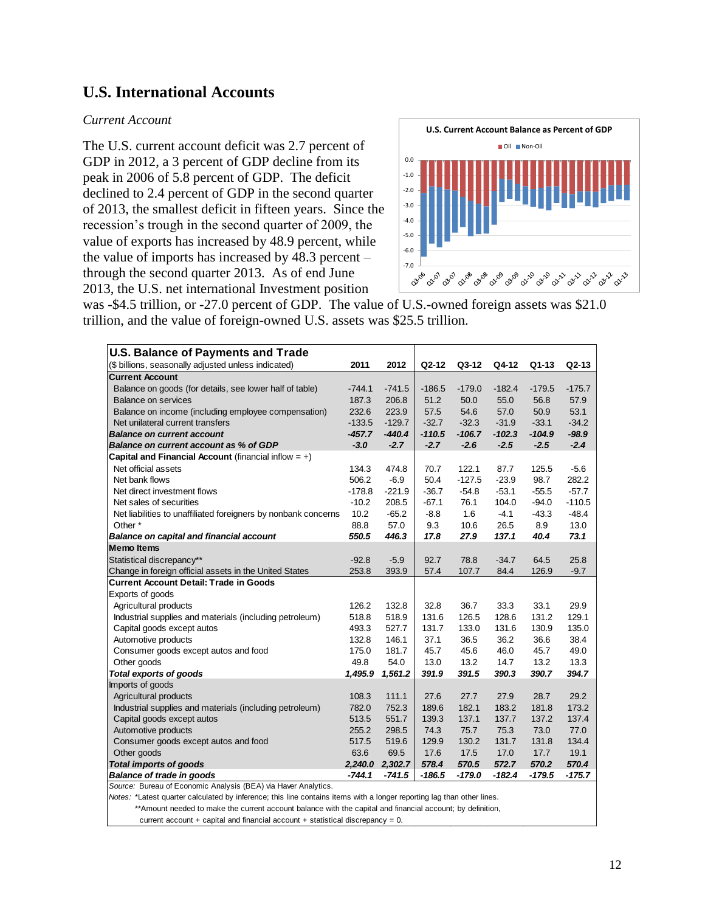## U.S. International Accounts

*Current Account*

The U.S. current account deficit was 2.7 percent of GDP in 2012, a 3 percent of GDP decline from its peak in 2006 of 5.8 percent of GDP. The deficit declined to 2.4 percent of GDP in the second quarter of 2013, the smallest deficit in fifteen years. Since the recession's trough in the second quarter of 2009, the value of exports has increased by 48.9 percent, while the value of imports has increased by 48.3 percent – through the second quarter 2013. As of end June 2013, the U.S. net international Investment position was -$4.5 trillion, or -27.0 percent of GDP. The value of U.S.-owned foreign assets was $21.0 trillion, and the value of foreign-owned U.S. assets was $25.5 trillion.

| U.S. Balance of Payments and Trade ($ billions, seasonally adjusted unless indicated) | 2011 | 2012 | Q2-12 | Q3-12 | Q4-12 | Q1-13 | Q2-13 |
|---|---|---|---|---|---|---|---|
| **Current Account** | | | | | | | |
| Balance on goods (for details, see lower half of table) | -744.1 | -741.5 | -186.5 | -179.0 | -182.4 | -179.5 | -175.7 |
| Balance on services | 187.3 | 206.8 | 51.2 | 50.0 | 55.0 | 56.8 | 57.9 |
| Balance on income (including employee compensation) | 232.6 | 223.9 | 57.5 | 54.6 | 57.0 | 50.9 | 53.1 |
| Net unilateral current transfers | -133.5 | -129.7 | -32.7 | -32.3 | -31.9 | -33.1 | -34.2 |
| ***Balance on current account*** | ***-457.7*** | ***-440.4*** | ***-110.5*** | ***-106.7*** | ***-102.3*** | ***-104.9*** | ***-98.9*** |
| ***Balance on current account as % of GDP*** | ***-3.0*** | ***-2.7*** | ***-2.7*** | ***-2.6*** | ***-2.5*** | ***-2.5*** | ***-2.4*** |
| **Capital and Financial Account** (financial inflow = +) | | | | | | | |
| Net official assets | 134.3 | 474.8 | 70.7 | 122.1 | 87.7 | 125.5 | -5.6 |
| Net bank flows | 506.2 | -6.9 | 50.4 | -127.5 | -23.9 | 98.7 | 282.2 |
| Net direct investment flows | -178.8 | -221.9 | -36.7 | -54.8 | -53.1 | -55.5 | -57.7 |
| Net sales of securities | -10.2 | 208.5 | -67.1 | 76.1 | 104.0 | -94.0 | -110.5 |
| Net liabilities to unaffiliated foreigners by nonbank concerns | 10.2 | -65.2 | -8.8 | 1.6 | -4.1 | -43.3 | -48.4 |
| Other * | 88.8 | 57.0 | 9.3 | 10.6 | 26.5 | 8.9 | 13.0 |
| ***Balance on capital and financial account*** | ***550.5*** | ***446.3*** | ***17.8*** | ***27.9*** | ***137.1*** | ***40.4*** | ***73.1*** |
| **Memo Items** | | | | | | | |
| Statistical discrepancy** | -92.8 | -5.9 | 92.7 | 78.8 | -34.7 | 64.5 | 25.8 |
| Change in foreign official assets in the United States | 253.8 | 393.9 | 57.4 | 107.7 | 84.4 | 126.9 | -9.7 |
| **Current Account Detail: Trade in Goods** | | | | | | | |
| Exports of goods | | | | | | | |
| Agricultural products | 126.2 | 132.8 | 32.8 | 36.7 | 33.3 | 33.1 | 29.9 |
| Industrial supplies and materials (including petroleum) | 518.8 | 518.9 | 131.6 | 126.5 | 128.6 | 131.2 | 129.1 |
| Capital goods except autos | 493.3 | 527.7 | 131.7 | 133.0 | 131.6 | 130.9 | 135.0 |
| Automotive products | 132.8 | 146.1 | 37.1 | 36.5 | 36.2 | 36.6 | 38.4 |
| Consumer goods except autos and food | 175.0 | 181.7 | 45.7 | 45.6 | 46.0 | 45.7 | 49.0 |
| Other goods | 49.8 | 54.0 | 13.0 | 13.2 | 14.7 | 13.2 | 13.3 |
| ***Total exports of goods*** | ***1,495.9*** | ***1,561.2*** | ***391.9*** | ***391.5*** | ***390.3*** | ***390.7*** | ***394.7*** |
| Imports of goods | | | | | | | |
| Agricultural products | 108.3 | 111.1 | 27.6 | 27.7 | 27.9 | 28.7 | 29.2 |
| Industrial supplies and materials (including petroleum) | 782.0 | 752.3 | 189.6 | 182.1 | 183.2 | 181.8 | 173.2 |
| Capital goods except autos | 513.5 | 551.7 | 139.3 | 137.1 | 137.7 | 137.2 | 137.4 |
| Automotive products | 255.2 | 298.5 | 74.3 | 75.7 | 75.3 | 73.0 | 77.0 |
| Consumer goods except autos and food | 517.5 | 519.6 | 129.9 | 130.2 | 131.7 | 131.8 | 134.4 |
| Other goods | 63.6 | 69.5 | 17.6 | 17.5 | 17.0 | 17.7 | 19.1 |
| ***Total imports of goods*** | ***2,240.0*** | ***2,302.7*** | ***578.4*** | ***570.5*** | ***572.7*** | ***570.2*** | ***570.4*** |
| ***Balance of trade in goods*** | ***-744.1*** | ***-741.5*** | ***-186.5*** | ***-179.0*** | ***-182.4*** | ***-179.5*** | ***-175.7*** |

*Source:* Bureau of Economic Analysis (BEA) via Haver Analytics.

*Notes:* *Latest quarter calculated by inference; this line contains items with a longer reporting lag than other lines.

**Amount needed to make the current account balance with the capital and financial account; by definition, current account + capital and financial account + statistical discrepancy = 0.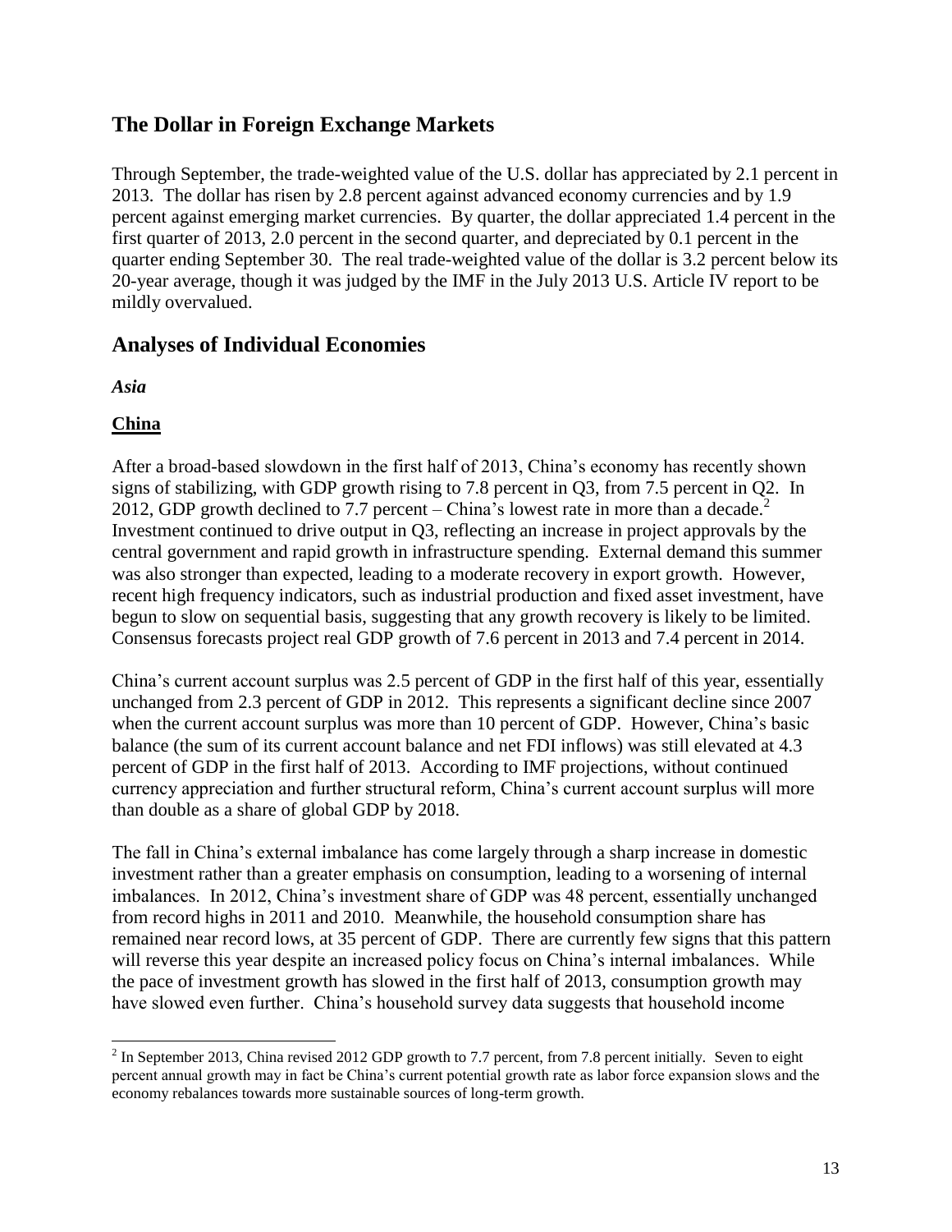## The Dollar in Foreign Exchange Markets

Through September, the trade-weighted value of the U.S. dollar has appreciated by 2.1 percent in 2013. The dollar has risen by 2.8 percent against advanced economy currencies and by 1.9 percent against emerging market currencies. By quarter, the dollar appreciated 1.4 percent in the first quarter of 2013, 2.0 percent in the second quarter, and depreciated by 0.1 percent in the quarter ending September 30. The real trade-weighted value of the dollar is 3.2 percent below its 20-year average, though it was judged by the IMF in the July 2013 U.S. Article IV report to be mildly overvalued.

## Analyses of Individual Economies

***Asia***

### China

After a broad-based slowdown in the first half of 2013, China's economy has recently shown signs of stabilizing, with GDP growth rising to 7.8 percent in Q3, from 7.5 percent in Q2. In 2012, GDP growth declined to 7.7 percent – China's lowest rate in more than a decade.[2] Investment continued to drive output in Q3, reflecting an increase in project approvals by the central government and rapid growth in infrastructure spending. External demand this summer was also stronger than expected, leading to a moderate recovery in export growth. However, recent high frequency indicators, such as industrial production and fixed asset investment, have begun to slow on sequential basis, suggesting that any growth recovery is likely to be limited. Consensus forecasts project real GDP growth of 7.6 percent in 2013 and 7.4 percent in 2014.

China's current account surplus was 2.5 percent of GDP in the first half of this year, essentially unchanged from 2.3 percent of GDP in 2012. This represents a significant decline since 2007 when the current account surplus was more than 10 percent of GDP. However, China's basic balance (the sum of its current account balance and net FDI inflows) was still elevated at 4.3 percent of GDP in the first half of 2013. According to IMF projections, without continued currency appreciation and further structural reform, China's current account surplus will more than double as a share of global GDP by 2018.

The fall in China's external imbalance has come largely through a sharp increase in domestic investment rather than a greater emphasis on consumption, leading to a worsening of internal imbalances. In 2012, China's investment share of GDP was 48 percent, essentially unchanged from record highs in 2011 and 2010. Meanwhile, the household consumption share has remained near record lows, at 35 percent of GDP. There are currently few signs that this pattern will reverse this year despite an increased policy focus on China's internal imbalances. While the pace of investment growth has slowed in the first half of 2013, consumption growth may have slowed even further. China's household survey data suggests that household income

[2] In September 2013, China revised 2012 GDP growth to 7.7 percent, from 7.8 percent initially. Seven to eight percent annual growth may in fact be China's current potential growth rate as labor force expansion slows and the economy rebalances towards more sustainable sources of long-term growth.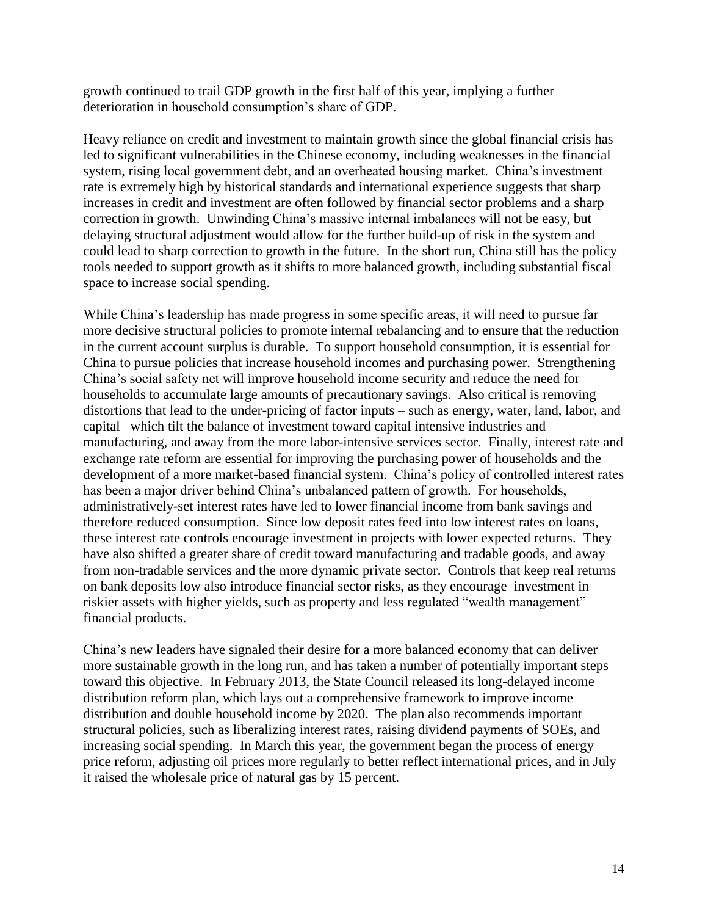growth continued to trail GDP growth in the first half of this year, implying a further deterioration in household consumption's share of GDP.

Heavy reliance on credit and investment to maintain growth since the global financial crisis has led to significant vulnerabilities in the Chinese economy, including weaknesses in the financial system, rising local government debt, and an overheated housing market. China's investment rate is extremely high by historical standards and international experience suggests that sharp increases in credit and investment are often followed by financial sector problems and a sharp correction in growth. Unwinding China's massive internal imbalances will not be easy, but delaying structural adjustment would allow for the further build-up of risk in the system and could lead to sharp correction to growth in the future. In the short run, China still has the policy tools needed to support growth as it shifts to more balanced growth, including substantial fiscal space to increase social spending.

While China's leadership has made progress in some specific areas, it will need to pursue far more decisive structural policies to promote internal rebalancing and to ensure that the reduction in the current account surplus is durable. To support household consumption, it is essential for China to pursue policies that increase household incomes and purchasing power. Strengthening China's social safety net will improve household income security and reduce the need for households to accumulate large amounts of precautionary savings. Also critical is removing distortions that lead to the under-pricing of factor inputs – such as energy, water, land, labor, and capital– which tilt the balance of investment toward capital intensive industries and manufacturing, and away from the more labor-intensive services sector. Finally, interest rate and exchange rate reform are essential for improving the purchasing power of households and the development of a more market-based financial system. China's policy of controlled interest rates has been a major driver behind China's unbalanced pattern of growth. For households, administratively-set interest rates have led to lower financial income from bank savings and therefore reduced consumption. Since low deposit rates feed into low interest rates on loans, these interest rate controls encourage investment in projects with lower expected returns. They have also shifted a greater share of credit toward manufacturing and tradable goods, and away from non-tradable services and the more dynamic private sector. Controls that keep real returns on bank deposits low also introduce financial sector risks, as they encourage investment in riskier assets with higher yields, such as property and less regulated "wealth management" financial products.

China's new leaders have signaled their desire for a more balanced economy that can deliver more sustainable growth in the long run, and has taken a number of potentially important steps toward this objective. In February 2013, the State Council released its long-delayed income distribution reform plan, which lays out a comprehensive framework to improve income distribution and double household income by 2020. The plan also recommends important structural policies, such as liberalizing interest rates, raising dividend payments of SOEs, and increasing social spending. In March this year, the government began the process of energy price reform, adjusting oil prices more regularly to better reflect international prices, and in July it raised the wholesale price of natural gas by 15 percent.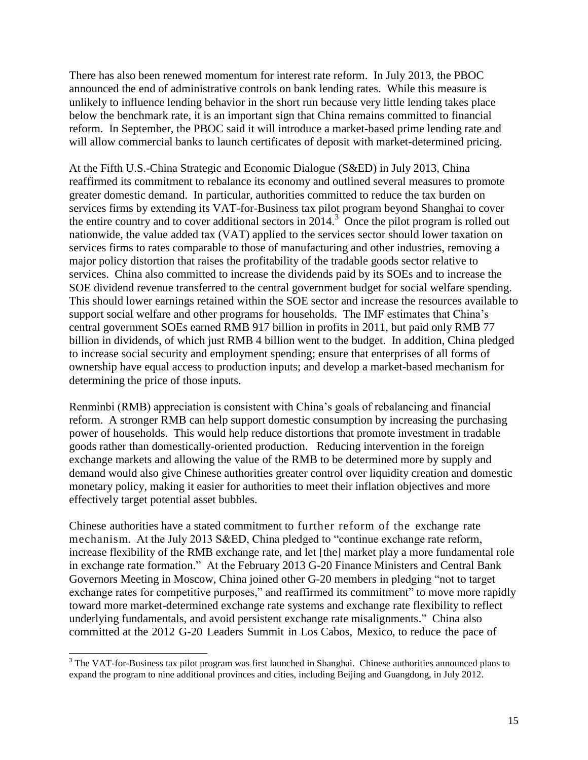There has also been renewed momentum for interest rate reform. In July 2013, the PBOC announced the end of administrative controls on bank lending rates. While this measure is unlikely to influence lending behavior in the short run because very little lending takes place below the benchmark rate, it is an important sign that China remains committed to financial reform. In September, the PBOC said it will introduce a market-based prime lending rate and will allow commercial banks to launch certificates of deposit with market-determined pricing.

At the Fifth U.S.-China Strategic and Economic Dialogue (S&ED) in July 2013, China reaffirmed its commitment to rebalance its economy and outlined several measures to promote greater domestic demand. In particular, authorities committed to reduce the tax burden on services firms by extending its VAT-for-Business tax pilot program beyond Shanghai to cover the entire country and to cover additional sectors in 2014.[3] Once the pilot program is rolled out nationwide, the value added tax (VAT) applied to the services sector should lower taxation on services firms to rates comparable to those of manufacturing and other industries, removing a major policy distortion that raises the profitability of the tradable goods sector relative to services. China also committed to increase the dividends paid by its SOEs and to increase the SOE dividend revenue transferred to the central government budget for social welfare spending. This should lower earnings retained within the SOE sector and increase the resources available to support social welfare and other programs for households. The IMF estimates that China's central government SOEs earned RMB 917 billion in profits in 2011, but paid only RMB 77 billion in dividends, of which just RMB 4 billion went to the budget. In addition, China pledged to increase social security and employment spending; ensure that enterprises of all forms of ownership have equal access to production inputs; and develop a market-based mechanism for determining the price of those inputs.

Renminbi (RMB) appreciation is consistent with China's goals of rebalancing and financial reform. A stronger RMB can help support domestic consumption by increasing the purchasing power of households. This would help reduce distortions that promote investment in tradable goods rather than domestically-oriented production. Reducing intervention in the foreign exchange markets and allowing the value of the RMB to be determined more by supply and demand would also give Chinese authorities greater control over liquidity creation and domestic monetary policy, making it easier for authorities to meet their inflation objectives and more effectively target potential asset bubbles.

Chinese authorities have a stated commitment to further reform of the exchange rate mechanism. At the July 2013 S&ED, China pledged to "continue exchange rate reform, increase flexibility of the RMB exchange rate, and let [the] market play a more fundamental role in exchange rate formation." At the February 2013 G-20 Finance Ministers and Central Bank Governors Meeting in Moscow, China joined other G-20 members in pledging "not to target exchange rates for competitive purposes," and reaffirmed its commitment" to move more rapidly toward more market-determined exchange rate systems and exchange rate flexibility to reflect underlying fundamentals, and avoid persistent exchange rate misalignments." China also committed at the 2012 G-20 Leaders Summit in Los Cabos, Mexico, to reduce the pace of

[3] The VAT-for-Business tax pilot program was first launched in Shanghai. Chinese authorities announced plans to expand the program to nine additional provinces and cities, including Beijing and Guangdong, in July 2012.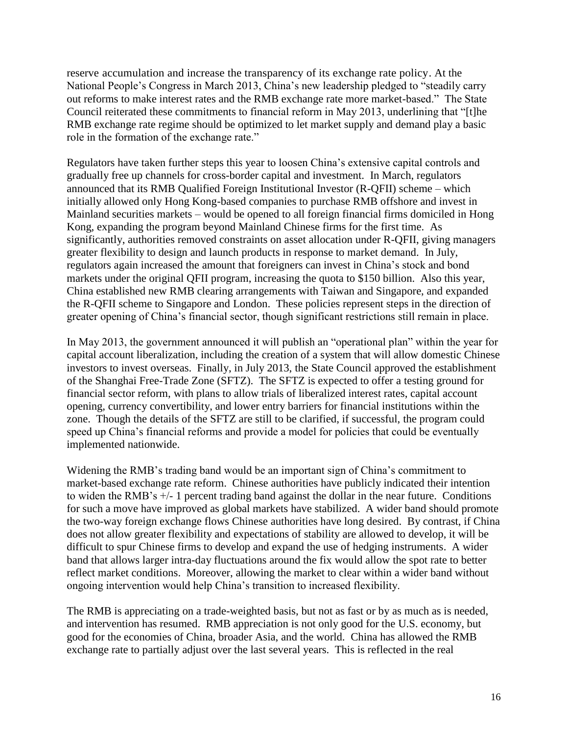reserve accumulation and increase the transparency of its exchange rate policy. At the National People's Congress in March 2013, China's new leadership pledged to "steadily carry out reforms to make interest rates and the RMB exchange rate more market-based." The State Council reiterated these commitments to financial reform in May 2013, underlining that "[t]he RMB exchange rate regime should be optimized to let market supply and demand play a basic role in the formation of the exchange rate."

Regulators have taken further steps this year to loosen China's extensive capital controls and gradually free up channels for cross-border capital and investment. In March, regulators announced that its RMB Qualified Foreign Institutional Investor (R-QFII) scheme – which initially allowed only Hong Kong-based companies to purchase RMB offshore and invest in Mainland securities markets – would be opened to all foreign financial firms domiciled in Hong Kong, expanding the program beyond Mainland Chinese firms for the first time. As significantly, authorities removed constraints on asset allocation under R-QFII, giving managers greater flexibility to design and launch products in response to market demand. In July, regulators again increased the amount that foreigners can invest in China's stock and bond markets under the original QFII program, increasing the quota to $150 billion. Also this year, China established new RMB clearing arrangements with Taiwan and Singapore, and expanded the R-QFII scheme to Singapore and London. These policies represent steps in the direction of greater opening of China's financial sector, though significant restrictions still remain in place.

In May 2013, the government announced it will publish an "operational plan" within the year for capital account liberalization, including the creation of a system that will allow domestic Chinese investors to invest overseas. Finally, in July 2013, the State Council approved the establishment of the Shanghai Free-Trade Zone (SFTZ). The SFTZ is expected to offer a testing ground for financial sector reform, with plans to allow trials of liberalized interest rates, capital account opening, currency convertibility, and lower entry barriers for financial institutions within the zone. Though the details of the SFTZ are still to be clarified, if successful, the program could speed up China's financial reforms and provide a model for policies that could be eventually implemented nationwide.

Widening the RMB's trading band would be an important sign of China's commitment to market-based exchange rate reform. Chinese authorities have publicly indicated their intention to widen the RMB's +/- 1 percent trading band against the dollar in the near future. Conditions for such a move have improved as global markets have stabilized. A wider band should promote the two-way foreign exchange flows Chinese authorities have long desired. By contrast, if China does not allow greater flexibility and expectations of stability are allowed to develop, it will be difficult to spur Chinese firms to develop and expand the use of hedging instruments. A wider band that allows larger intra-day fluctuations around the fix would allow the spot rate to better reflect market conditions. Moreover, allowing the market to clear within a wider band without ongoing intervention would help China's transition to increased flexibility.

The RMB is appreciating on a trade-weighted basis, but not as fast or by as much as is needed, and intervention has resumed. RMB appreciation is not only good for the U.S. economy, but good for the economies of China, broader Asia, and the world. China has allowed the RMB exchange rate to partially adjust over the last several years. This is reflected in the real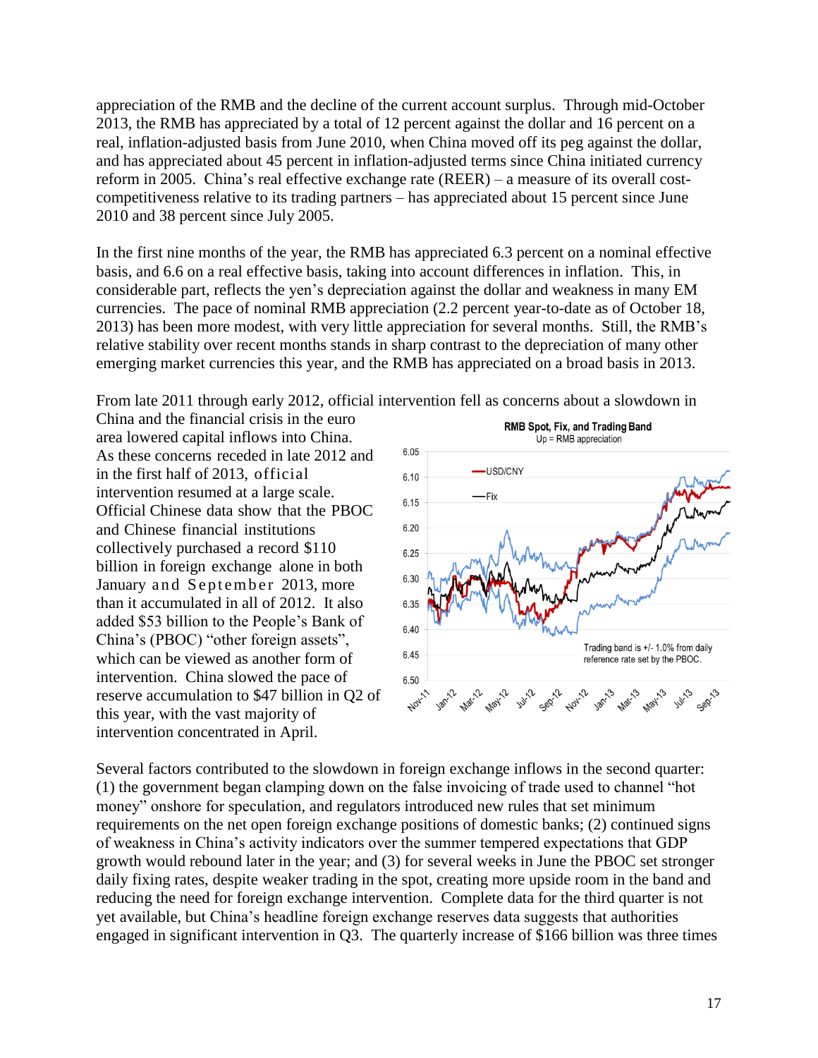appreciation of the RMB and the decline of the current account surplus. Through mid-October 2013, the RMB has appreciated by a total of 12 percent against the dollar and 16 percent on a real, inflation-adjusted basis from June 2010, when China moved off its peg against the dollar, and has appreciated about 45 percent in inflation-adjusted terms since China initiated currency reform in 2005. China's real effective exchange rate (REER) – a measure of its overall cost-competitiveness relative to its trading partners – has appreciated about 15 percent since June 2010 and 38 percent since July 2005.

In the first nine months of the year, the RMB has appreciated 6.3 percent on a nominal effective basis, and 6.6 on a real effective basis, taking into account differences in inflation. This, in considerable part, reflects the yen's depreciation against the dollar and weakness in many EM currencies. The pace of nominal RMB appreciation (2.2 percent year-to-date as of October 18, 2013) has been more modest, with very little appreciation for several months. Still, the RMB's relative stability over recent months stands in sharp contrast to the depreciation of many other emerging market currencies this year, and the RMB has appreciated on a broad basis in 2013.

From late 2011 through early 2012, official intervention fell as concerns about a slowdown in China and the financial crisis in the euro area lowered capital inflows into China. As these concerns receded in late 2012 and in the first half of 2013, official intervention resumed at a large scale. Official Chinese data show that the PBOC and Chinese financial institutions collectively purchased a record $110 billion in foreign exchange alone in both January and September 2013, more than it accumulated in all of 2012. It also added $53 billion to the People's Bank of China's (PBOC) "other foreign assets", which can be viewed as another form of intervention. China slowed the pace of reserve accumulation to $47 billion in Q2 of this year, with the vast majority of intervention concentrated in April.

**RMB Spot, Fix, and Trading Band**
Up = RMB appreciation

Trading band is +/- 1.0% from daily reference rate set by the PBOC.

Several factors contributed to the slowdown in foreign exchange inflows in the second quarter: (1) the government began clamping down on the false invoicing of trade used to channel "hot money" onshore for speculation, and regulators introduced new rules that set minimum requirements on the net open foreign exchange positions of domestic banks; (2) continued signs of weakness in China's activity indicators over the summer tempered expectations that GDP growth would rebound later in the year; and (3) for several weeks in June the PBOC set stronger daily fixing rates, despite weaker trading in the spot, creating more upside room in the band and reducing the need for foreign exchange intervention. Complete data for the third quarter is not yet available, but China's headline foreign exchange reserves data suggests that authorities engaged in significant intervention in Q3. The quarterly increase of $166 billion was three times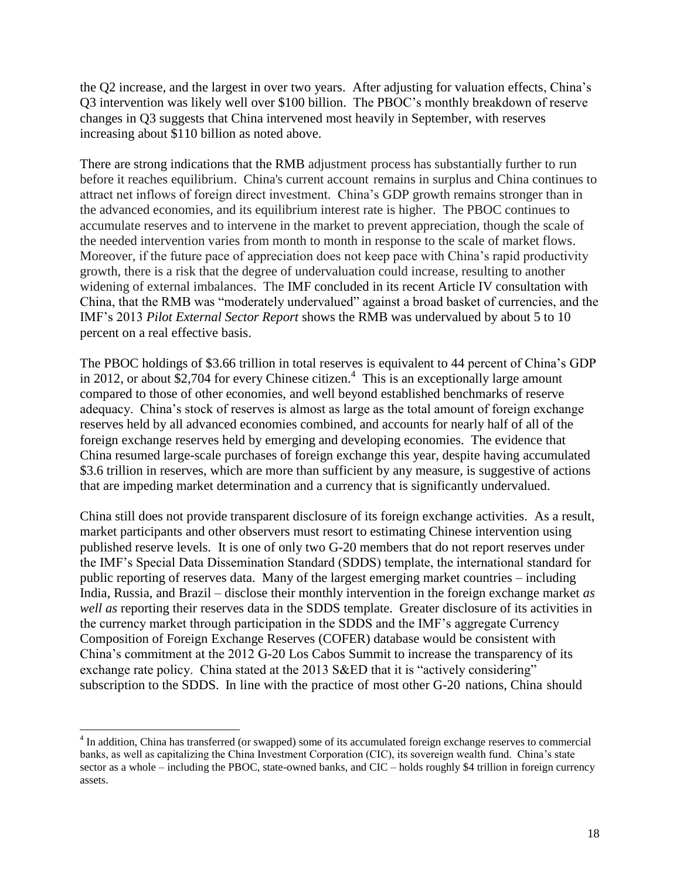the Q2 increase, and the largest in over two years. After adjusting for valuation effects, China's Q3 intervention was likely well over $100 billion. The PBOC's monthly breakdown of reserve changes in Q3 suggests that China intervened most heavily in September, with reserves increasing about $110 billion as noted above.

There are strong indications that the RMB adjustment process has substantially further to run before it reaches equilibrium. China's current account remains in surplus and China continues to attract net inflows of foreign direct investment. China's GDP growth remains stronger than in the advanced economies, and its equilibrium interest rate is higher. The PBOC continues to accumulate reserves and to intervene in the market to prevent appreciation, though the scale of the needed intervention varies from month to month in response to the scale of market flows. Moreover, if the future pace of appreciation does not keep pace with China's rapid productivity growth, there is a risk that the degree of undervaluation could increase, resulting to another widening of external imbalances. The IMF concluded in its recent Article IV consultation with China, that the RMB was "moderately undervalued" against a broad basket of currencies, and the IMF's 2013 *Pilot External Sector Report* shows the RMB was undervalued by about 5 to 10 percent on a real effective basis.

The PBOC holdings of $3.66 trillion in total reserves is equivalent to 44 percent of China's GDP in 2012, or about $2,704 for every Chinese citizen.[4] This is an exceptionally large amount compared to those of other economies, and well beyond established benchmarks of reserve adequacy. China's stock of reserves is almost as large as the total amount of foreign exchange reserves held by all advanced economies combined, and accounts for nearly half of all of the foreign exchange reserves held by emerging and developing economies. The evidence that China resumed large-scale purchases of foreign exchange this year, despite having accumulated $3.6 trillion in reserves, which are more than sufficient by any measure, is suggestive of actions that are impeding market determination and a currency that is significantly undervalued.

China still does not provide transparent disclosure of its foreign exchange activities. As a result, market participants and other observers must resort to estimating Chinese intervention using published reserve levels. It is one of only two G-20 members that do not report reserves under the IMF's Special Data Dissemination Standard (SDDS) template, the international standard for public reporting of reserves data. Many of the largest emerging market countries – including India, Russia, and Brazil – disclose their monthly intervention in the foreign exchange market *as well as* reporting their reserves data in the SDDS template. Greater disclosure of its activities in the currency market through participation in the SDDS and the IMF's aggregate Currency Composition of Foreign Exchange Reserves (COFER) database would be consistent with China's commitment at the 2012 G-20 Los Cabos Summit to increase the transparency of its exchange rate policy. China stated at the 2013 S&ED that it is "actively considering" subscription to the SDDS. In line with the practice of most other G-20 nations, China should

[4] In addition, China has transferred (or swapped) some of its accumulated foreign exchange reserves to commercial banks, as well as capitalizing the China Investment Corporation (CIC), its sovereign wealth fund. China's state sector as a whole – including the PBOC, state-owned banks, and CIC – holds roughly $4 trillion in foreign currency assets.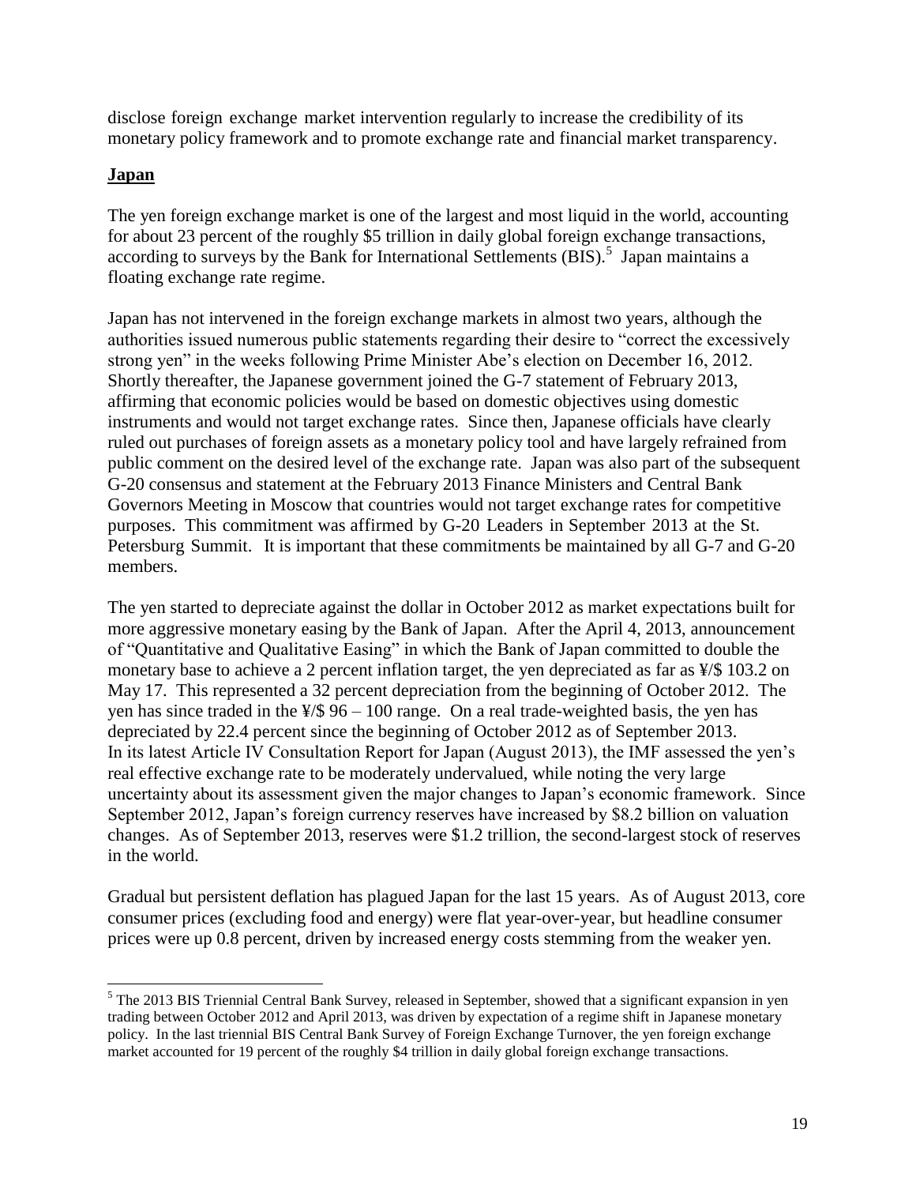disclose foreign exchange market intervention regularly to increase the credibility of its monetary policy framework and to promote exchange rate and financial market transparency.

## Japan

The yen foreign exchange market is one of the largest and most liquid in the world, accounting for about 23 percent of the roughly \$5 trillion in daily global foreign exchange transactions, according to surveys by the Bank for International Settlements (BIS).[5] Japan maintains a floating exchange rate regime.

Japan has not intervened in the foreign exchange markets in almost two years, although the authorities issued numerous public statements regarding their desire to "correct the excessively strong yen" in the weeks following Prime Minister Abe's election on December 16, 2012. Shortly thereafter, the Japanese government joined the G-7 statement of February 2013, affirming that economic policies would be based on domestic objectives using domestic instruments and would not target exchange rates. Since then, Japanese officials have clearly ruled out purchases of foreign assets as a monetary policy tool and have largely refrained from public comment on the desired level of the exchange rate. Japan was also part of the subsequent G-20 consensus and statement at the February 2013 Finance Ministers and Central Bank Governors Meeting in Moscow that countries would not target exchange rates for competitive purposes. This commitment was affirmed by G-20 Leaders in September 2013 at the St. Petersburg Summit. It is important that these commitments be maintained by all G-7 and G-20 members.

The yen started to depreciate against the dollar in October 2012 as market expectations built for more aggressive monetary easing by the Bank of Japan. After the April 4, 2013, announcement of "Quantitative and Qualitative Easing" in which the Bank of Japan committed to double the monetary base to achieve a 2 percent inflation target, the yen depreciated as far as ¥/\$ 103.2 on May 17. This represented a 32 percent depreciation from the beginning of October 2012. The yen has since traded in the ¥/\$ 96 – 100 range. On a real trade-weighted basis, the yen has depreciated by 22.4 percent since the beginning of October 2012 as of September 2013. In its latest Article IV Consultation Report for Japan (August 2013), the IMF assessed the yen's real effective exchange rate to be moderately undervalued, while noting the very large uncertainty about its assessment given the major changes to Japan's economic framework. Since September 2012, Japan's foreign currency reserves have increased by \$8.2 billion on valuation changes. As of September 2013, reserves were \$1.2 trillion, the second-largest stock of reserves in the world.

Gradual but persistent deflation has plagued Japan for the last 15 years. As of August 2013, core consumer prices (excluding food and energy) were flat year-over-year, but headline consumer prices were up 0.8 percent, driven by increased energy costs stemming from the weaker yen.

---

[5] The 2013 BIS Triennial Central Bank Survey, released in September, showed that a significant expansion in yen trading between October 2012 and April 2013, was driven by expectation of a regime shift in Japanese monetary policy. In the last triennial BIS Central Bank Survey of Foreign Exchange Turnover, the yen foreign exchange market accounted for 19 percent of the roughly \$4 trillion in daily global foreign exchange transactions.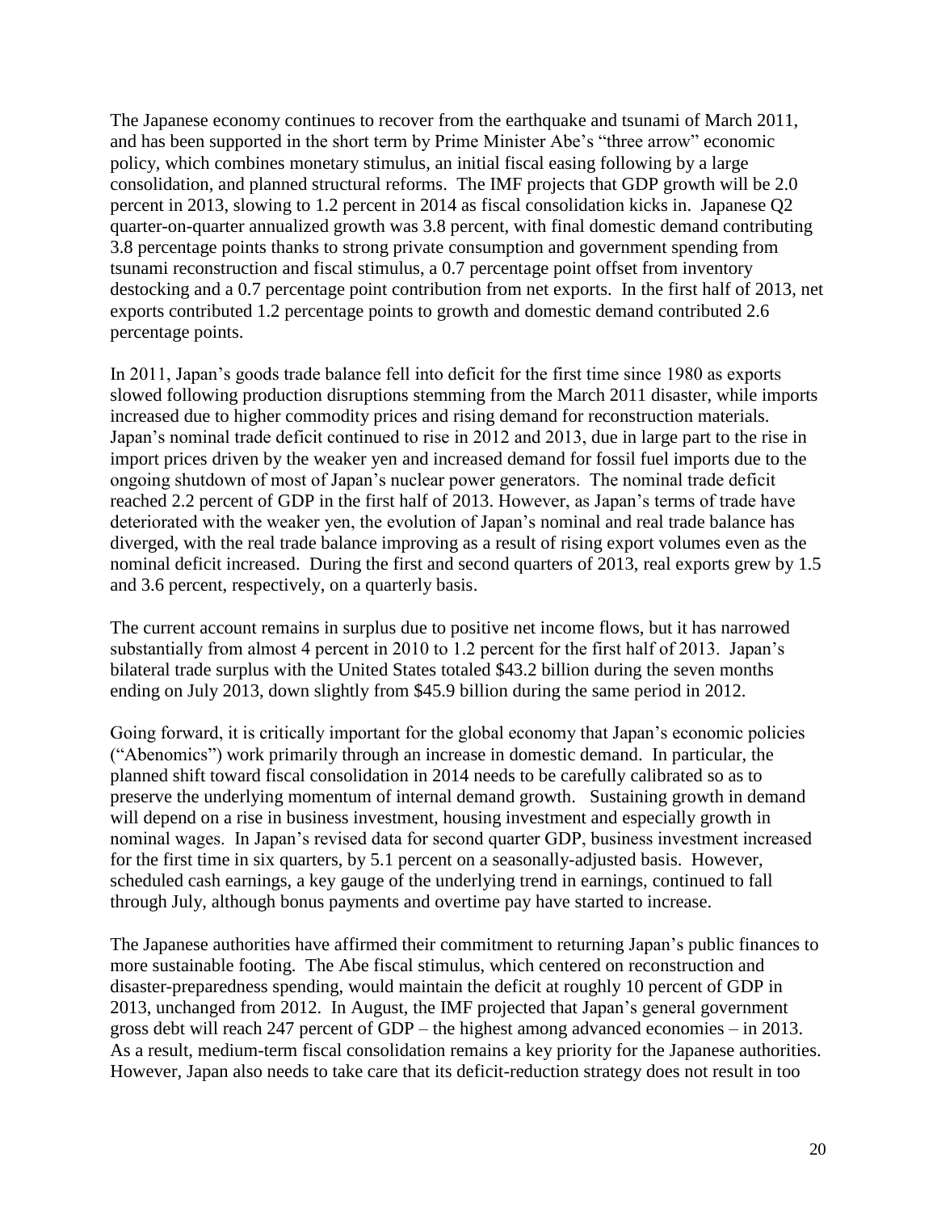The Japanese economy continues to recover from the earthquake and tsunami of March 2011, and has been supported in the short term by Prime Minister Abe's "three arrow" economic policy, which combines monetary stimulus, an initial fiscal easing following by a large consolidation, and planned structural reforms. The IMF projects that GDP growth will be 2.0 percent in 2013, slowing to 1.2 percent in 2014 as fiscal consolidation kicks in. Japanese Q2 quarter-on-quarter annualized growth was 3.8 percent, with final domestic demand contributing 3.8 percentage points thanks to strong private consumption and government spending from tsunami reconstruction and fiscal stimulus, a 0.7 percentage point offset from inventory destocking and a 0.7 percentage point contribution from net exports. In the first half of 2013, net exports contributed 1.2 percentage points to growth and domestic demand contributed 2.6 percentage points.

In 2011, Japan's goods trade balance fell into deficit for the first time since 1980 as exports slowed following production disruptions stemming from the March 2011 disaster, while imports increased due to higher commodity prices and rising demand for reconstruction materials. Japan's nominal trade deficit continued to rise in 2012 and 2013, due in large part to the rise in import prices driven by the weaker yen and increased demand for fossil fuel imports due to the ongoing shutdown of most of Japan's nuclear power generators. The nominal trade deficit reached 2.2 percent of GDP in the first half of 2013. However, as Japan's terms of trade have deteriorated with the weaker yen, the evolution of Japan's nominal and real trade balance has diverged, with the real trade balance improving as a result of rising export volumes even as the nominal deficit increased. During the first and second quarters of 2013, real exports grew by 1.5 and 3.6 percent, respectively, on a quarterly basis.

The current account remains in surplus due to positive net income flows, but it has narrowed substantially from almost 4 percent in 2010 to 1.2 percent for the first half of 2013. Japan's bilateral trade surplus with the United States totaled $43.2 billion during the seven months ending on July 2013, down slightly from $45.9 billion during the same period in 2012.

Going forward, it is critically important for the global economy that Japan's economic policies ("Abenomics") work primarily through an increase in domestic demand. In particular, the planned shift toward fiscal consolidation in 2014 needs to be carefully calibrated so as to preserve the underlying momentum of internal demand growth. Sustaining growth in demand will depend on a rise in business investment, housing investment and especially growth in nominal wages. In Japan's revised data for second quarter GDP, business investment increased for the first time in six quarters, by 5.1 percent on a seasonally-adjusted basis. However, scheduled cash earnings, a key gauge of the underlying trend in earnings, continued to fall through July, although bonus payments and overtime pay have started to increase.

The Japanese authorities have affirmed their commitment to returning Japan's public finances to more sustainable footing. The Abe fiscal stimulus, which centered on reconstruction and disaster-preparedness spending, would maintain the deficit at roughly 10 percent of GDP in 2013, unchanged from 2012. In August, the IMF projected that Japan's general government gross debt will reach 247 percent of GDP – the highest among advanced economies – in 2013. As a result, medium-term fiscal consolidation remains a key priority for the Japanese authorities. However, Japan also needs to take care that its deficit-reduction strategy does not result in too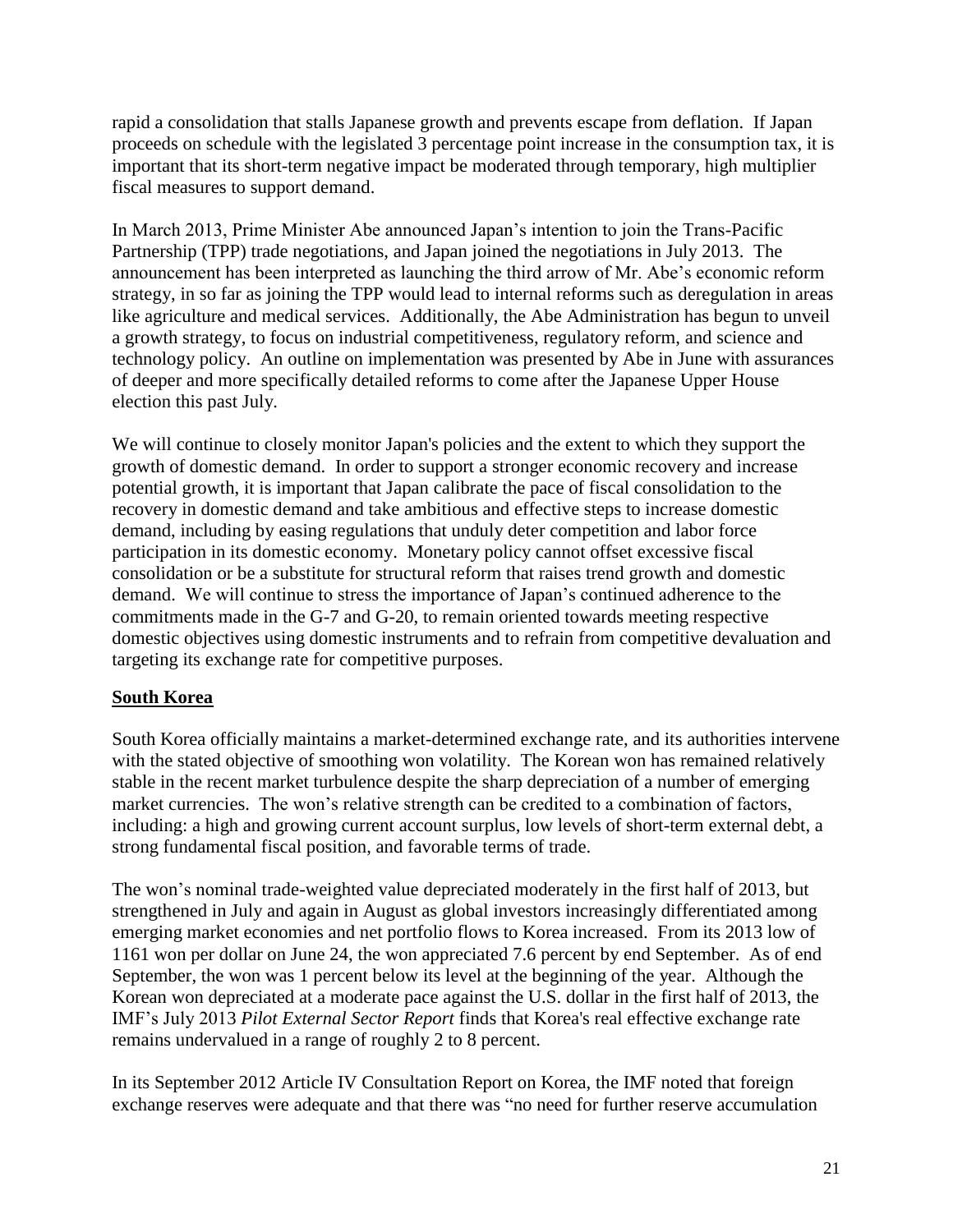rapid a consolidation that stalls Japanese growth and prevents escape from deflation. If Japan proceeds on schedule with the legislated 3 percentage point increase in the consumption tax, it is important that its short-term negative impact be moderated through temporary, high multiplier fiscal measures to support demand.

In March 2013, Prime Minister Abe announced Japan's intention to join the Trans-Pacific Partnership (TPP) trade negotiations, and Japan joined the negotiations in July 2013. The announcement has been interpreted as launching the third arrow of Mr. Abe's economic reform strategy, in so far as joining the TPP would lead to internal reforms such as deregulation in areas like agriculture and medical services. Additionally, the Abe Administration has begun to unveil a growth strategy, to focus on industrial competitiveness, regulatory reform, and science and technology policy. An outline on implementation was presented by Abe in June with assurances of deeper and more specifically detailed reforms to come after the Japanese Upper House election this past July.

We will continue to closely monitor Japan's policies and the extent to which they support the growth of domestic demand. In order to support a stronger economic recovery and increase potential growth, it is important that Japan calibrate the pace of fiscal consolidation to the recovery in domestic demand and take ambitious and effective steps to increase domestic demand, including by easing regulations that unduly deter competition and labor force participation in its domestic economy. Monetary policy cannot offset excessive fiscal consolidation or be a substitute for structural reform that raises trend growth and domestic demand. We will continue to stress the importance of Japan's continued adherence to the commitments made in the G-7 and G-20, to remain oriented towards meeting respective domestic objectives using domestic instruments and to refrain from competitive devaluation and targeting its exchange rate for competitive purposes.

## South Korea

South Korea officially maintains a market-determined exchange rate, and its authorities intervene with the stated objective of smoothing won volatility. The Korean won has remained relatively stable in the recent market turbulence despite the sharp depreciation of a number of emerging market currencies. The won's relative strength can be credited to a combination of factors, including: a high and growing current account surplus, low levels of short-term external debt, a strong fundamental fiscal position, and favorable terms of trade.

The won's nominal trade-weighted value depreciated moderately in the first half of 2013, but strengthened in July and again in August as global investors increasingly differentiated among emerging market economies and net portfolio flows to Korea increased. From its 2013 low of 1161 won per dollar on June 24, the won appreciated 7.6 percent by end September. As of end September, the won was 1 percent below its level at the beginning of the year. Although the Korean won depreciated at a moderate pace against the U.S. dollar in the first half of 2013, the IMF's July 2013 *Pilot External Sector Report* finds that Korea's real effective exchange rate remains undervalued in a range of roughly 2 to 8 percent.

In its September 2012 Article IV Consultation Report on Korea, the IMF noted that foreign exchange reserves were adequate and that there was "no need for further reserve accumulation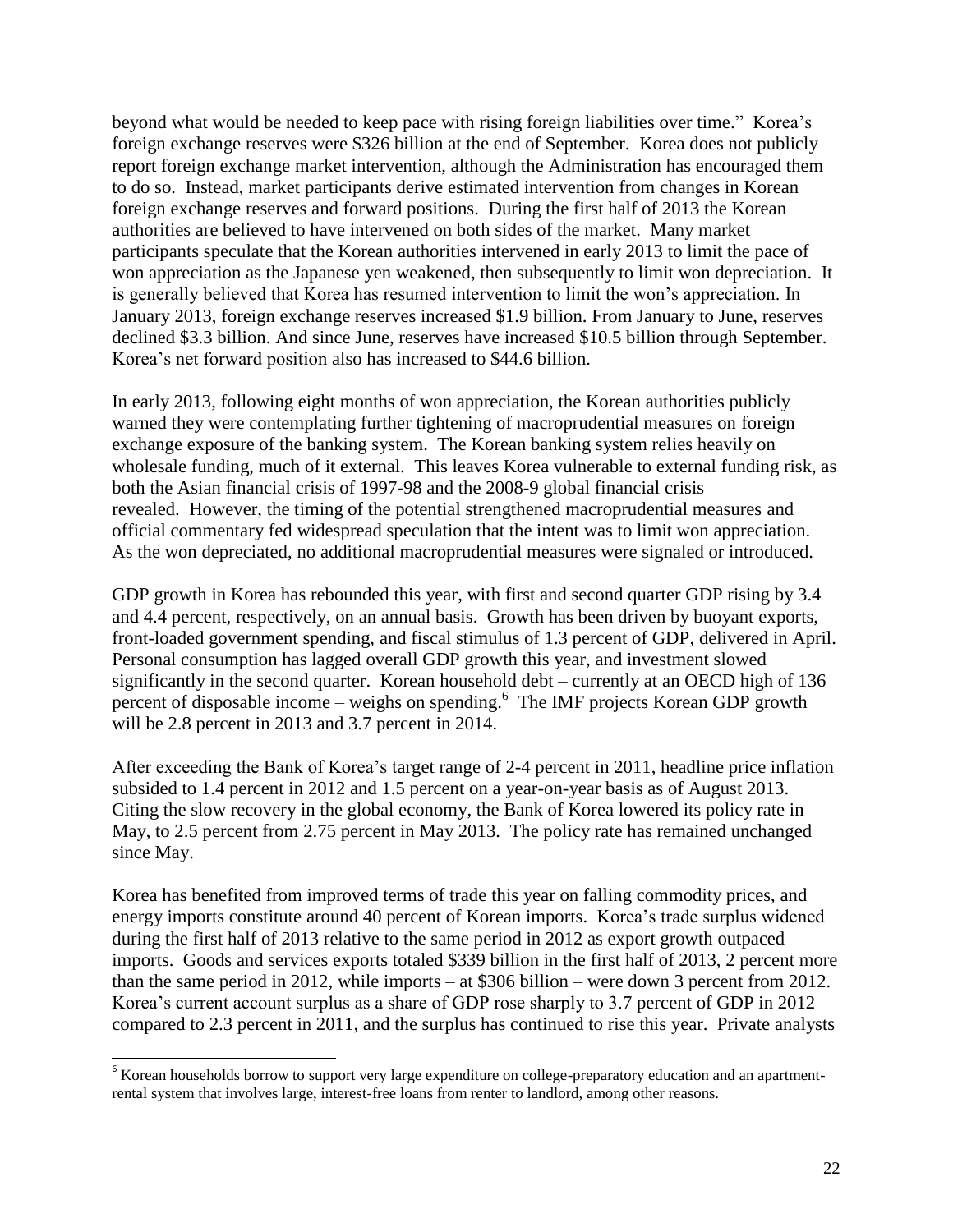beyond what would be needed to keep pace with rising foreign liabilities over time." Korea's foreign exchange reserves were $326 billion at the end of September. Korea does not publicly report foreign exchange market intervention, although the Administration has encouraged them to do so. Instead, market participants derive estimated intervention from changes in Korean foreign exchange reserves and forward positions. During the first half of 2013 the Korean authorities are believed to have intervened on both sides of the market. Many market participants speculate that the Korean authorities intervened in early 2013 to limit the pace of won appreciation as the Japanese yen weakened, then subsequently to limit won depreciation. It is generally believed that Korea has resumed intervention to limit the won's appreciation. In January 2013, foreign exchange reserves increased $1.9 billion. From January to June, reserves declined $3.3 billion. And since June, reserves have increased $10.5 billion through September. Korea's net forward position also has increased to $44.6 billion.

In early 2013, following eight months of won appreciation, the Korean authorities publicly warned they were contemplating further tightening of macroprudential measures on foreign exchange exposure of the banking system. The Korean banking system relies heavily on wholesale funding, much of it external. This leaves Korea vulnerable to external funding risk, as both the Asian financial crisis of 1997-98 and the 2008-9 global financial crisis revealed. However, the timing of the potential strengthened macroprudential measures and official commentary fed widespread speculation that the intent was to limit won appreciation. As the won depreciated, no additional macroprudential measures were signaled or introduced.

GDP growth in Korea has rebounded this year, with first and second quarter GDP rising by 3.4 and 4.4 percent, respectively, on an annual basis. Growth has been driven by buoyant exports, front-loaded government spending, and fiscal stimulus of 1.3 percent of GDP, delivered in April. Personal consumption has lagged overall GDP growth this year, and investment slowed significantly in the second quarter. Korean household debt – currently at an OECD high of 136 percent of disposable income – weighs on spending.[6] The IMF projects Korean GDP growth will be 2.8 percent in 2013 and 3.7 percent in 2014.

After exceeding the Bank of Korea's target range of 2-4 percent in 2011, headline price inflation subsided to 1.4 percent in 2012 and 1.5 percent on a year-on-year basis as of August 2013. Citing the slow recovery in the global economy, the Bank of Korea lowered its policy rate in May, to 2.5 percent from 2.75 percent in May 2013. The policy rate has remained unchanged since May.

Korea has benefited from improved terms of trade this year on falling commodity prices, and energy imports constitute around 40 percent of Korean imports. Korea's trade surplus widened during the first half of 2013 relative to the same period in 2012 as export growth outpaced imports. Goods and services exports totaled $339 billion in the first half of 2013, 2 percent more than the same period in 2012, while imports – at $306 billion – were down 3 percent from 2012. Korea's current account surplus as a share of GDP rose sharply to 3.7 percent of GDP in 2012 compared to 2.3 percent in 2011, and the surplus has continued to rise this year. Private analysts

[6] Korean households borrow to support very large expenditure on college-preparatory education and an apartment-rental system that involves large, interest-free loans from renter to landlord, among other reasons.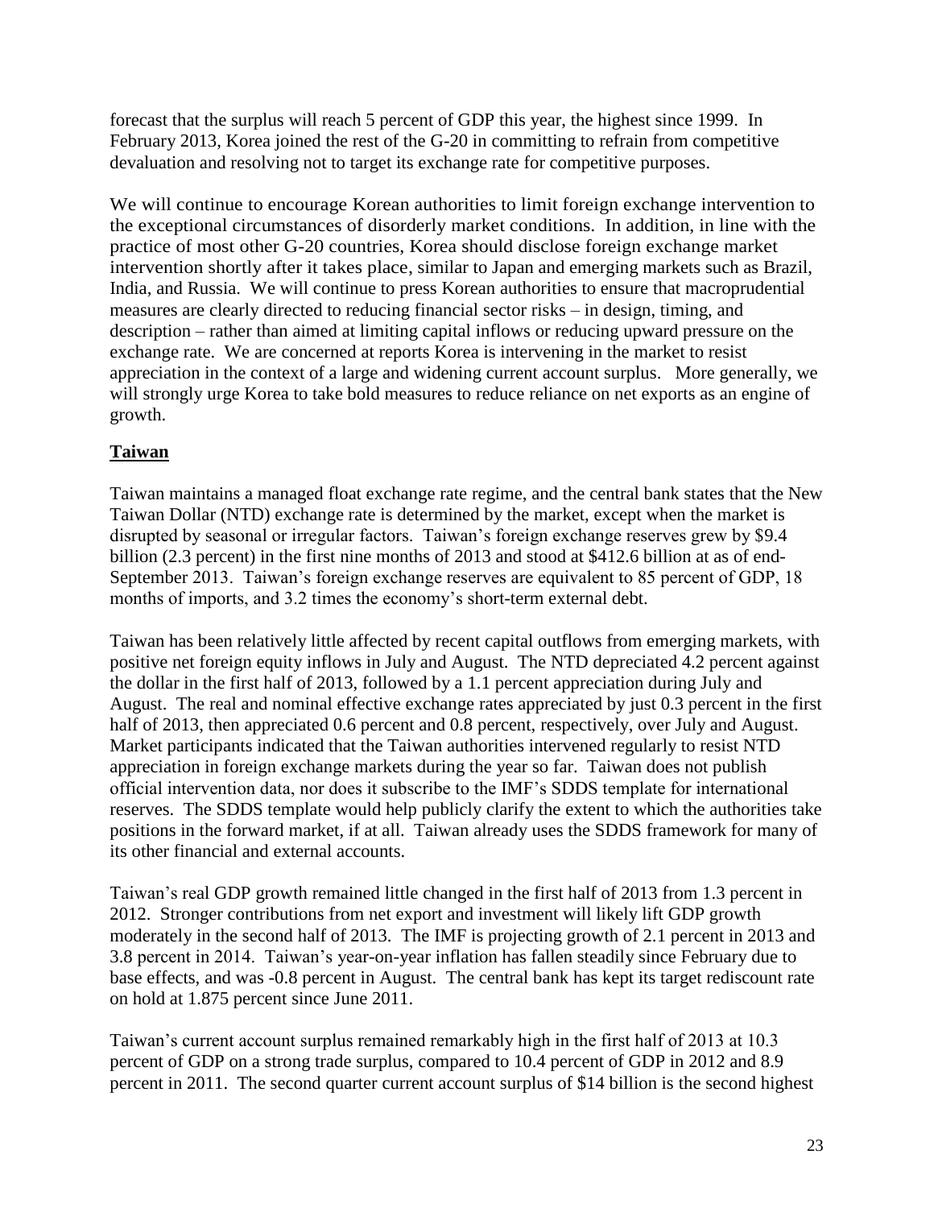forecast that the surplus will reach 5 percent of GDP this year, the highest since 1999. In February 2013, Korea joined the rest of the G-20 in committing to refrain from competitive devaluation and resolving not to target its exchange rate for competitive purposes.

We will continue to encourage Korean authorities to limit foreign exchange intervention to the exceptional circumstances of disorderly market conditions. In addition, in line with the practice of most other G-20 countries, Korea should disclose foreign exchange market intervention shortly after it takes place, similar to Japan and emerging markets such as Brazil, India, and Russia. We will continue to press Korean authorities to ensure that macroprudential measures are clearly directed to reducing financial sector risks – in design, timing, and description – rather than aimed at limiting capital inflows or reducing upward pressure on the exchange rate. We are concerned at reports Korea is intervening in the market to resist appreciation in the context of a large and widening current account surplus. More generally, we will strongly urge Korea to take bold measures to reduce reliance on net exports as an engine of growth.

## Taiwan

Taiwan maintains a managed float exchange rate regime, and the central bank states that the New Taiwan Dollar (NTD) exchange rate is determined by the market, except when the market is disrupted by seasonal or irregular factors. Taiwan's foreign exchange reserves grew by $9.4 billion (2.3 percent) in the first nine months of 2013 and stood at $412.6 billion at as of end-September 2013. Taiwan's foreign exchange reserves are equivalent to 85 percent of GDP, 18 months of imports, and 3.2 times the economy's short-term external debt.

Taiwan has been relatively little affected by recent capital outflows from emerging markets, with positive net foreign equity inflows in July and August. The NTD depreciated 4.2 percent against the dollar in the first half of 2013, followed by a 1.1 percent appreciation during July and August. The real and nominal effective exchange rates appreciated by just 0.3 percent in the first half of 2013, then appreciated 0.6 percent and 0.8 percent, respectively, over July and August. Market participants indicated that the Taiwan authorities intervened regularly to resist NTD appreciation in foreign exchange markets during the year so far. Taiwan does not publish official intervention data, nor does it subscribe to the IMF's SDDS template for international reserves. The SDDS template would help publicly clarify the extent to which the authorities take positions in the forward market, if at all. Taiwan already uses the SDDS framework for many of its other financial and external accounts.

Taiwan's real GDP growth remained little changed in the first half of 2013 from 1.3 percent in 2012. Stronger contributions from net export and investment will likely lift GDP growth moderately in the second half of 2013. The IMF is projecting growth of 2.1 percent in 2013 and 3.8 percent in 2014. Taiwan's year-on-year inflation has fallen steadily since February due to base effects, and was -0.8 percent in August. The central bank has kept its target rediscount rate on hold at 1.875 percent since June 2011.

Taiwan's current account surplus remained remarkably high in the first half of 2013 at 10.3 percent of GDP on a strong trade surplus, compared to 10.4 percent of GDP in 2012 and 8.9 percent in 2011. The second quarter current account surplus of $14 billion is the second highest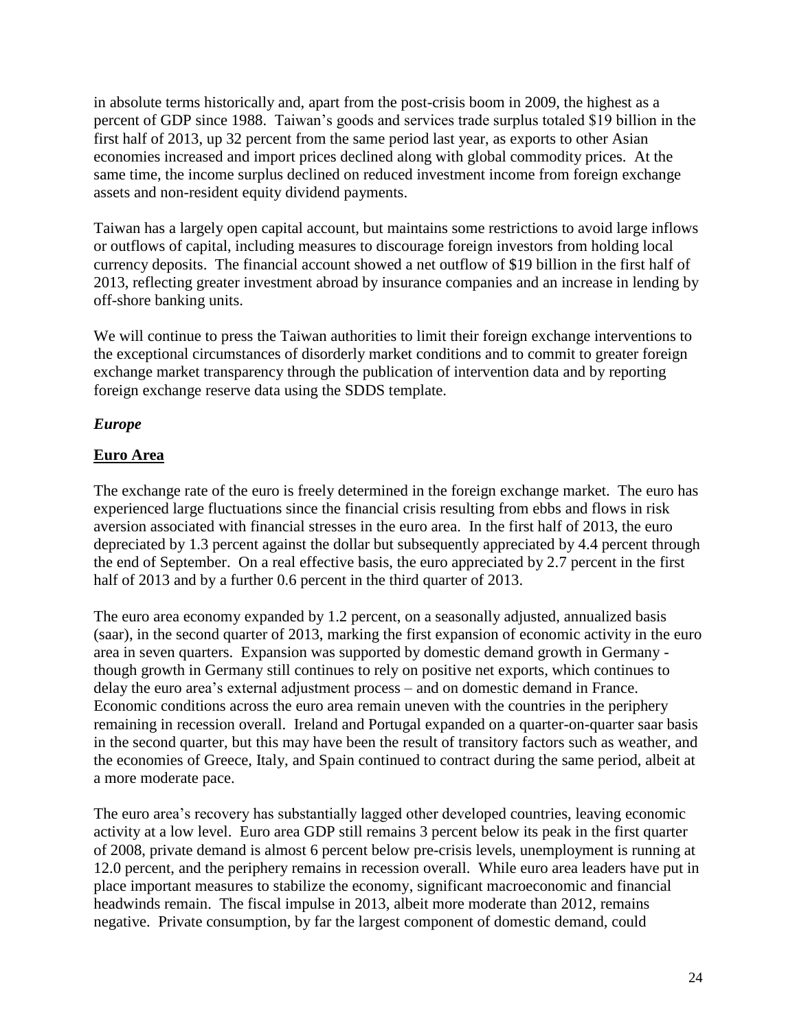in absolute terms historically and, apart from the post-crisis boom in 2009, the highest as a percent of GDP since 1988. Taiwan's goods and services trade surplus totaled $19 billion in the first half of 2013, up 32 percent from the same period last year, as exports to other Asian economies increased and import prices declined along with global commodity prices. At the same time, the income surplus declined on reduced investment income from foreign exchange assets and non-resident equity dividend payments.

Taiwan has a largely open capital account, but maintains some restrictions to avoid large inflows or outflows of capital, including measures to discourage foreign investors from holding local currency deposits. The financial account showed a net outflow of $19 billion in the first half of 2013, reflecting greater investment abroad by insurance companies and an increase in lending by off-shore banking units.

We will continue to press the Taiwan authorities to limit their foreign exchange interventions to the exceptional circumstances of disorderly market conditions and to commit to greater foreign exchange market transparency through the publication of intervention data and by reporting foreign exchange reserve data using the SDDS template.

***Europe***

**Euro Area**

The exchange rate of the euro is freely determined in the foreign exchange market. The euro has experienced large fluctuations since the financial crisis resulting from ebbs and flows in risk aversion associated with financial stresses in the euro area. In the first half of 2013, the euro depreciated by 1.3 percent against the dollar but subsequently appreciated by 4.4 percent through the end of September. On a real effective basis, the euro appreciated by 2.7 percent in the first half of 2013 and by a further 0.6 percent in the third quarter of 2013.

The euro area economy expanded by 1.2 percent, on a seasonally adjusted, annualized basis (saar), in the second quarter of 2013, marking the first expansion of economic activity in the euro area in seven quarters. Expansion was supported by domestic demand growth in Germany - though growth in Germany still continues to rely on positive net exports, which continues to delay the euro area's external adjustment process – and on domestic demand in France. Economic conditions across the euro area remain uneven with the countries in the periphery remaining in recession overall. Ireland and Portugal expanded on a quarter-on-quarter saar basis in the second quarter, but this may have been the result of transitory factors such as weather, and the economies of Greece, Italy, and Spain continued to contract during the same period, albeit at a more moderate pace.

The euro area's recovery has substantially lagged other developed countries, leaving economic activity at a low level. Euro area GDP still remains 3 percent below its peak in the first quarter of 2008, private demand is almost 6 percent below pre-crisis levels, unemployment is running at 12.0 percent, and the periphery remains in recession overall. While euro area leaders have put in place important measures to stabilize the economy, significant macroeconomic and financial headwinds remain. The fiscal impulse in 2013, albeit more moderate than 2012, remains negative. Private consumption, by far the largest component of domestic demand, could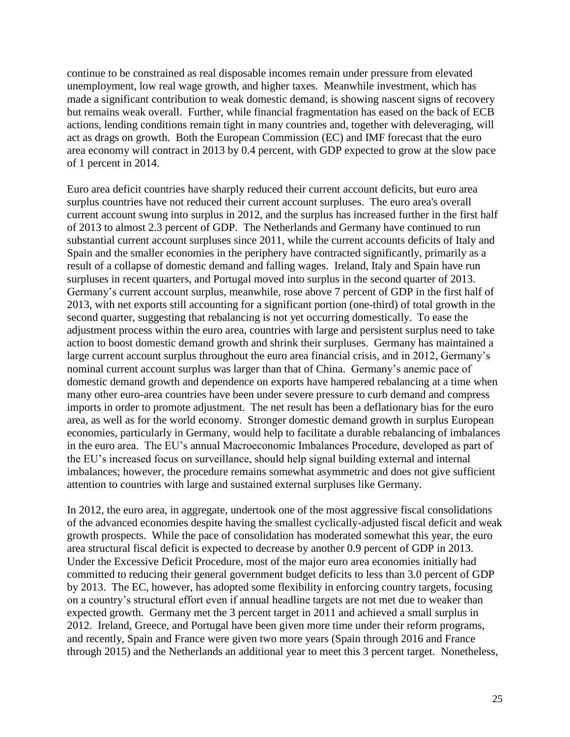continue to be constrained as real disposable incomes remain under pressure from elevated unemployment, low real wage growth, and higher taxes. Meanwhile investment, which has made a significant contribution to weak domestic demand, is showing nascent signs of recovery but remains weak overall. Further, while financial fragmentation has eased on the back of ECB actions, lending conditions remain tight in many countries and, together with deleveraging, will act as drags on growth. Both the European Commission (EC) and IMF forecast that the euro area economy will contract in 2013 by 0.4 percent, with GDP expected to grow at the slow pace of 1 percent in 2014.

Euro area deficit countries have sharply reduced their current account deficits, but euro area surplus countries have not reduced their current account surpluses. The euro area's overall current account swung into surplus in 2012, and the surplus has increased further in the first half of 2013 to almost 2.3 percent of GDP. The Netherlands and Germany have continued to run substantial current account surpluses since 2011, while the current accounts deficits of Italy and Spain and the smaller economies in the periphery have contracted significantly, primarily as a result of a collapse of domestic demand and falling wages. Ireland, Italy and Spain have run surpluses in recent quarters, and Portugal moved into surplus in the second quarter of 2013. Germany's current account surplus, meanwhile, rose above 7 percent of GDP in the first half of 2013, with net exports still accounting for a significant portion (one-third) of total growth in the second quarter, suggesting that rebalancing is not yet occurring domestically. To ease the adjustment process within the euro area, countries with large and persistent surplus need to take action to boost domestic demand growth and shrink their surpluses. Germany has maintained a large current account surplus throughout the euro area financial crisis, and in 2012, Germany's nominal current account surplus was larger than that of China. Germany's anemic pace of domestic demand growth and dependence on exports have hampered rebalancing at a time when many other euro-area countries have been under severe pressure to curb demand and compress imports in order to promote adjustment. The net result has been a deflationary bias for the euro area, as well as for the world economy. Stronger domestic demand growth in surplus European economies, particularly in Germany, would help to facilitate a durable rebalancing of imbalances in the euro area. The EU's annual Macroeconomic Imbalances Procedure, developed as part of the EU's increased focus on surveillance, should help signal building external and internal imbalances; however, the procedure remains somewhat asymmetric and does not give sufficient attention to countries with large and sustained external surpluses like Germany.

In 2012, the euro area, in aggregate, undertook one of the most aggressive fiscal consolidations of the advanced economies despite having the smallest cyclically-adjusted fiscal deficit and weak growth prospects. While the pace of consolidation has moderated somewhat this year, the euro area structural fiscal deficit is expected to decrease by another 0.9 percent of GDP in 2013. Under the Excessive Deficit Procedure, most of the major euro area economies initially had committed to reducing their general government budget deficits to less than 3.0 percent of GDP by 2013. The EC, however, has adopted some flexibility in enforcing country targets, focusing on a country's structural effort even if annual headline targets are not met due to weaker than expected growth. Germany met the 3 percent target in 2011 and achieved a small surplus in 2012. Ireland, Greece, and Portugal have been given more time under their reform programs, and recently, Spain and France were given two more years (Spain through 2016 and France through 2015) and the Netherlands an additional year to meet this 3 percent target. Nonetheless,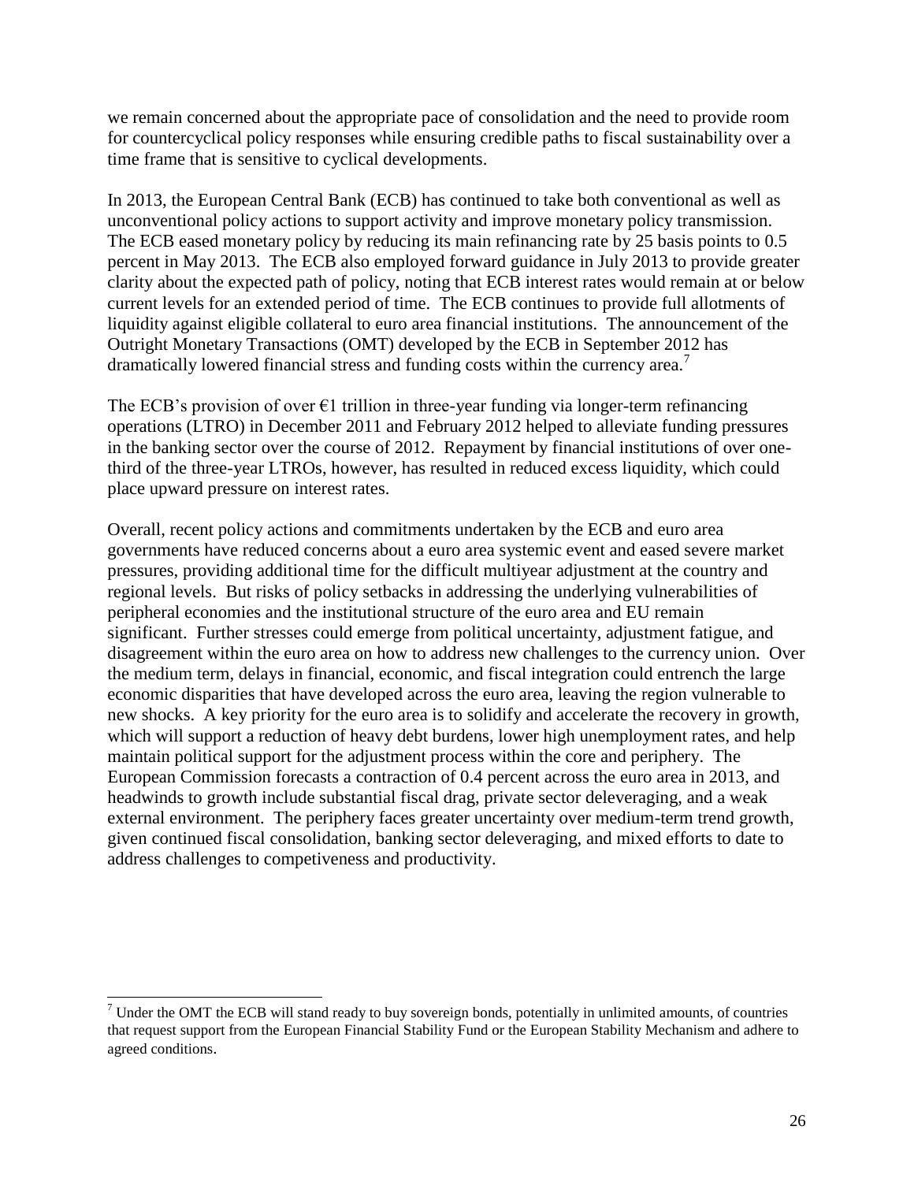we remain concerned about the appropriate pace of consolidation and the need to provide room for countercyclical policy responses while ensuring credible paths to fiscal sustainability over a time frame that is sensitive to cyclical developments.

In 2013, the European Central Bank (ECB) has continued to take both conventional as well as unconventional policy actions to support activity and improve monetary policy transmission. The ECB eased monetary policy by reducing its main refinancing rate by 25 basis points to 0.5 percent in May 2013. The ECB also employed forward guidance in July 2013 to provide greater clarity about the expected path of policy, noting that ECB interest rates would remain at or below current levels for an extended period of time. The ECB continues to provide full allotments of liquidity against eligible collateral to euro area financial institutions. The announcement of the Outright Monetary Transactions (OMT) developed by the ECB in September 2012 has dramatically lowered financial stress and funding costs within the currency area.[7]

The ECB's provision of over €1 trillion in three-year funding via longer-term refinancing operations (LTRO) in December 2011 and February 2012 helped to alleviate funding pressures in the banking sector over the course of 2012. Repayment by financial institutions of over one-third of the three-year LTROs, however, has resulted in reduced excess liquidity, which could place upward pressure on interest rates.

Overall, recent policy actions and commitments undertaken by the ECB and euro area governments have reduced concerns about a euro area systemic event and eased severe market pressures, providing additional time for the difficult multiyear adjustment at the country and regional levels. But risks of policy setbacks in addressing the underlying vulnerabilities of peripheral economies and the institutional structure of the euro area and EU remain significant. Further stresses could emerge from political uncertainty, adjustment fatigue, and disagreement within the euro area on how to address new challenges to the currency union. Over the medium term, delays in financial, economic, and fiscal integration could entrench the large economic disparities that have developed across the euro area, leaving the region vulnerable to new shocks. A key priority for the euro area is to solidify and accelerate the recovery in growth, which will support a reduction of heavy debt burdens, lower high unemployment rates, and help maintain political support for the adjustment process within the core and periphery. The European Commission forecasts a contraction of 0.4 percent across the euro area in 2013, and headwinds to growth include substantial fiscal drag, private sector deleveraging, and a weak external environment. The periphery faces greater uncertainty over medium-term trend growth, given continued fiscal consolidation, banking sector deleveraging, and mixed efforts to date to address challenges to competiveness and productivity.

---

[7] Under the OMT the ECB will stand ready to buy sovereign bonds, potentially in unlimited amounts, of countries that request support from the European Financial Stability Fund or the European Stability Mechanism and adhere to agreed conditions.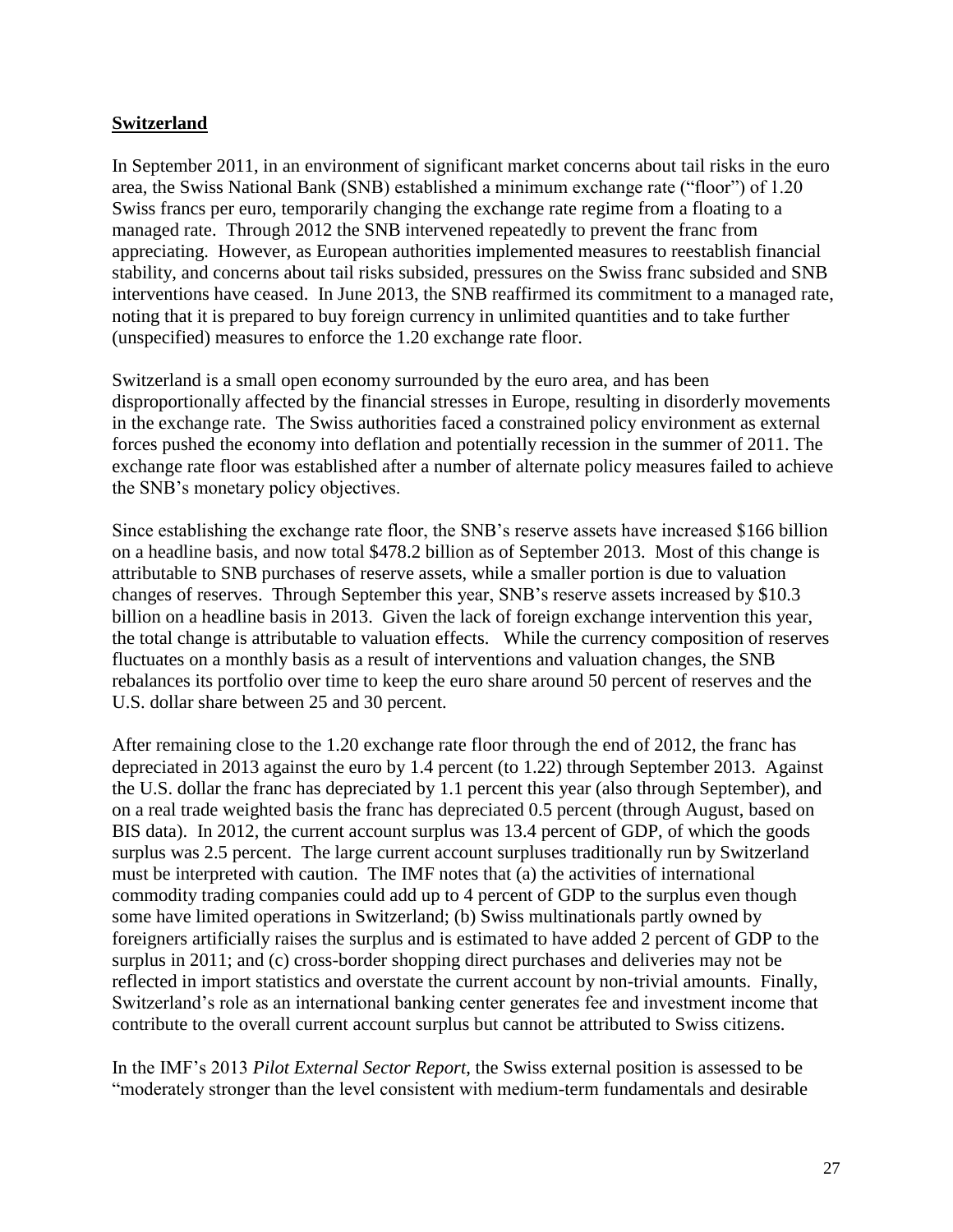## **Switzerland**

In September 2011, in an environment of significant market concerns about tail risks in the euro area, the Swiss National Bank (SNB) established a minimum exchange rate ("floor") of 1.20 Swiss francs per euro, temporarily changing the exchange rate regime from a floating to a managed rate. Through 2012 the SNB intervened repeatedly to prevent the franc from appreciating. However, as European authorities implemented measures to reestablish financial stability, and concerns about tail risks subsided, pressures on the Swiss franc subsided and SNB interventions have ceased. In June 2013, the SNB reaffirmed its commitment to a managed rate, noting that it is prepared to buy foreign currency in unlimited quantities and to take further (unspecified) measures to enforce the 1.20 exchange rate floor.

Switzerland is a small open economy surrounded by the euro area, and has been disproportionally affected by the financial stresses in Europe, resulting in disorderly movements in the exchange rate. The Swiss authorities faced a constrained policy environment as external forces pushed the economy into deflation and potentially recession in the summer of 2011. The exchange rate floor was established after a number of alternate policy measures failed to achieve the SNB's monetary policy objectives.

Since establishing the exchange rate floor, the SNB's reserve assets have increased \$166 billion on a headline basis, and now total \$478.2 billion as of September 2013. Most of this change is attributable to SNB purchases of reserve assets, while a smaller portion is due to valuation changes of reserves. Through September this year, SNB's reserve assets increased by \$10.3 billion on a headline basis in 2013. Given the lack of foreign exchange intervention this year, the total change is attributable to valuation effects. While the currency composition of reserves fluctuates on a monthly basis as a result of interventions and valuation changes, the SNB rebalances its portfolio over time to keep the euro share around 50 percent of reserves and the U.S. dollar share between 25 and 30 percent.

After remaining close to the 1.20 exchange rate floor through the end of 2012, the franc has depreciated in 2013 against the euro by 1.4 percent (to 1.22) through September 2013. Against the U.S. dollar the franc has depreciated by 1.1 percent this year (also through September), and on a real trade weighted basis the franc has depreciated 0.5 percent (through August, based on BIS data). In 2012, the current account surplus was 13.4 percent of GDP, of which the goods surplus was 2.5 percent. The large current account surpluses traditionally run by Switzerland must be interpreted with caution. The IMF notes that (a) the activities of international commodity trading companies could add up to 4 percent of GDP to the surplus even though some have limited operations in Switzerland; (b) Swiss multinationals partly owned by foreigners artificially raises the surplus and is estimated to have added 2 percent of GDP to the surplus in 2011; and (c) cross-border shopping direct purchases and deliveries may not be reflected in import statistics and overstate the current account by non-trivial amounts. Finally, Switzerland's role as an international banking center generates fee and investment income that contribute to the overall current account surplus but cannot be attributed to Swiss citizens.

In the IMF's 2013 *Pilot External Sector Report*, the Swiss external position is assessed to be "moderately stronger than the level consistent with medium-term fundamentals and desirable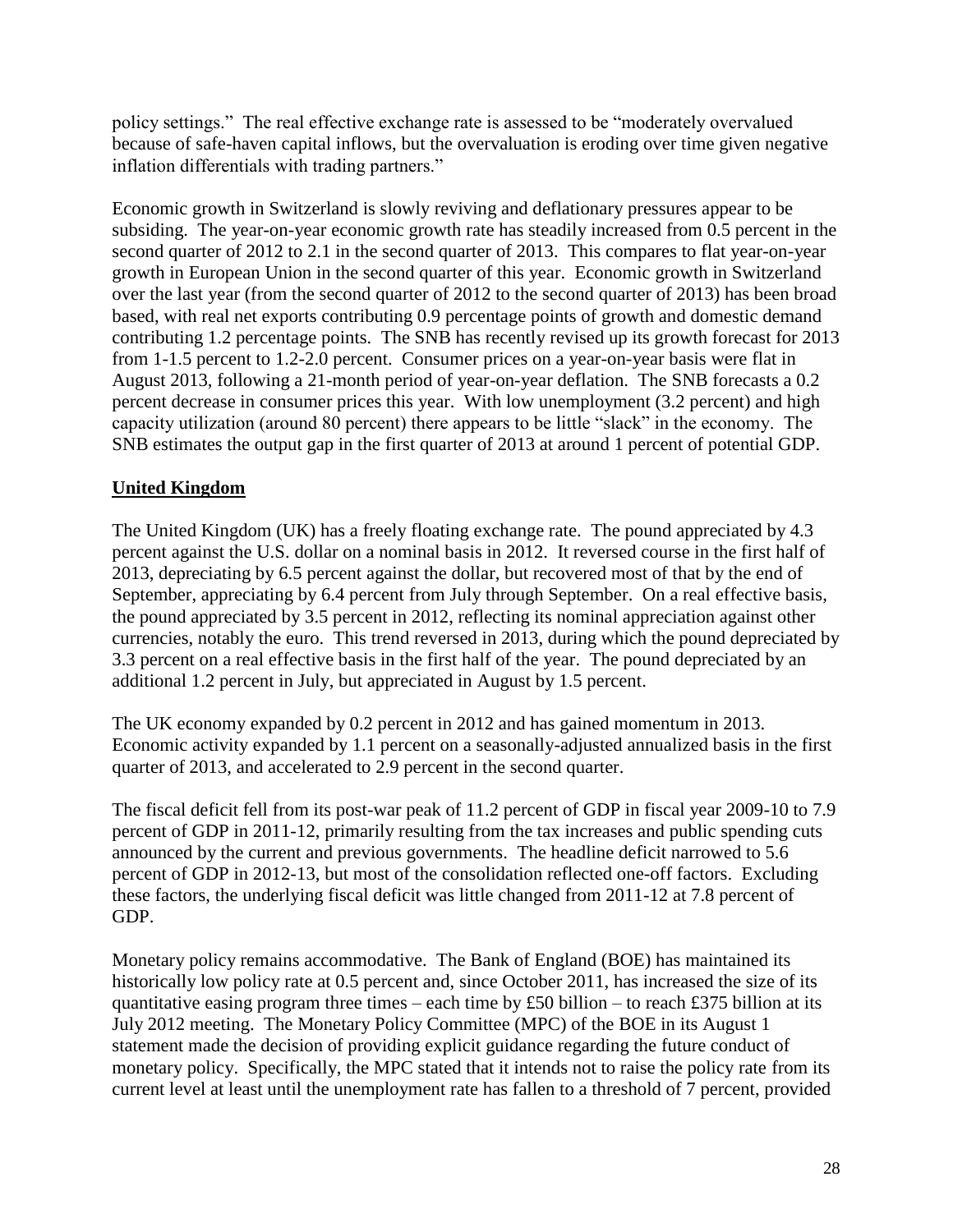policy settings." The real effective exchange rate is assessed to be "moderately overvalued because of safe-haven capital inflows, but the overvaluation is eroding over time given negative inflation differentials with trading partners."

Economic growth in Switzerland is slowly reviving and deflationary pressures appear to be subsiding. The year-on-year economic growth rate has steadily increased from 0.5 percent in the second quarter of 2012 to 2.1 in the second quarter of 2013. This compares to flat year-on-year growth in European Union in the second quarter of this year. Economic growth in Switzerland over the last year (from the second quarter of 2012 to the second quarter of 2013) has been broad based, with real net exports contributing 0.9 percentage points of growth and domestic demand contributing 1.2 percentage points. The SNB has recently revised up its growth forecast for 2013 from 1-1.5 percent to 1.2-2.0 percent. Consumer prices on a year-on-year basis were flat in August 2013, following a 21-month period of year-on-year deflation. The SNB forecasts a 0.2 percent decrease in consumer prices this year. With low unemployment (3.2 percent) and high capacity utilization (around 80 percent) there appears to be little "slack" in the economy. The SNB estimates the output gap in the first quarter of 2013 at around 1 percent of potential GDP.

## United Kingdom

The United Kingdom (UK) has a freely floating exchange rate. The pound appreciated by 4.3 percent against the U.S. dollar on a nominal basis in 2012. It reversed course in the first half of 2013, depreciating by 6.5 percent against the dollar, but recovered most of that by the end of September, appreciating by 6.4 percent from July through September. On a real effective basis, the pound appreciated by 3.5 percent in 2012, reflecting its nominal appreciation against other currencies, notably the euro. This trend reversed in 2013, during which the pound depreciated by 3.3 percent on a real effective basis in the first half of the year. The pound depreciated by an additional 1.2 percent in July, but appreciated in August by 1.5 percent.

The UK economy expanded by 0.2 percent in 2012 and has gained momentum in 2013. Economic activity expanded by 1.1 percent on a seasonally-adjusted annualized basis in the first quarter of 2013, and accelerated to 2.9 percent in the second quarter.

The fiscal deficit fell from its post-war peak of 11.2 percent of GDP in fiscal year 2009-10 to 7.9 percent of GDP in 2011-12, primarily resulting from the tax increases and public spending cuts announced by the current and previous governments. The headline deficit narrowed to 5.6 percent of GDP in 2012-13, but most of the consolidation reflected one-off factors. Excluding these factors, the underlying fiscal deficit was little changed from 2011-12 at 7.8 percent of GDP.

Monetary policy remains accommodative. The Bank of England (BOE) has maintained its historically low policy rate at 0.5 percent and, since October 2011, has increased the size of its quantitative easing program three times – each time by £50 billion – to reach £375 billion at its July 2012 meeting. The Monetary Policy Committee (MPC) of the BOE in its August 1 statement made the decision of providing explicit guidance regarding the future conduct of monetary policy. Specifically, the MPC stated that it intends not to raise the policy rate from its current level at least until the unemployment rate has fallen to a threshold of 7 percent, provided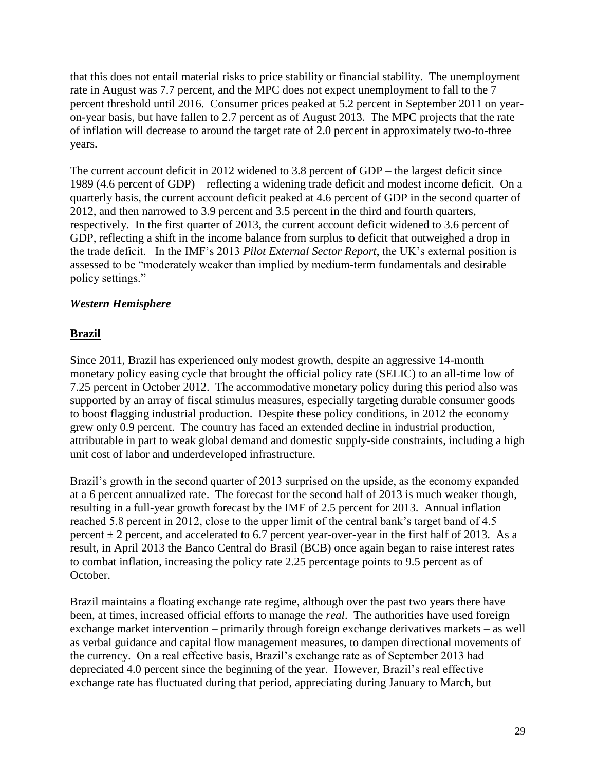that this does not entail material risks to price stability or financial stability. The unemployment rate in August was 7.7 percent, and the MPC does not expect unemployment to fall to the 7 percent threshold until 2016. Consumer prices peaked at 5.2 percent in September 2011 on year-on-year basis, but have fallen to 2.7 percent as of August 2013. The MPC projects that the rate of inflation will decrease to around the target rate of 2.0 percent in approximately two-to-three years.

The current account deficit in 2012 widened to 3.8 percent of GDP – the largest deficit since 1989 (4.6 percent of GDP) – reflecting a widening trade deficit and modest income deficit. On a quarterly basis, the current account deficit peaked at 4.6 percent of GDP in the second quarter of 2012, and then narrowed to 3.9 percent and 3.5 percent in the third and fourth quarters, respectively. In the first quarter of 2013, the current account deficit widened to 3.6 percent of GDP, reflecting a shift in the income balance from surplus to deficit that outweighed a drop in the trade deficit. In the IMF's 2013 *Pilot External Sector Report*, the UK's external position is assessed to be "moderately weaker than implied by medium-term fundamentals and desirable policy settings."

### *Western Hemisphere*

#### Brazil

Since 2011, Brazil has experienced only modest growth, despite an aggressive 14-month monetary policy easing cycle that brought the official policy rate (SELIC) to an all-time low of 7.25 percent in October 2012. The accommodative monetary policy during this period also was supported by an array of fiscal stimulus measures, especially targeting durable consumer goods to boost flagging industrial production. Despite these policy conditions, in 2012 the economy grew only 0.9 percent. The country has faced an extended decline in industrial production, attributable in part to weak global demand and domestic supply-side constraints, including a high unit cost of labor and underdeveloped infrastructure.

Brazil's growth in the second quarter of 2013 surprised on the upside, as the economy expanded at a 6 percent annualized rate. The forecast for the second half of 2013 is much weaker though, resulting in a full-year growth forecast by the IMF of 2.5 percent for 2013. Annual inflation reached 5.8 percent in 2012, close to the upper limit of the central bank's target band of 4.5 percent ± 2 percent, and accelerated to 6.7 percent year-over-year in the first half of 2013. As a result, in April 2013 the Banco Central do Brasil (BCB) once again began to raise interest rates to combat inflation, increasing the policy rate 2.25 percentage points to 9.5 percent as of October.

Brazil maintains a floating exchange rate regime, although over the past two years there have been, at times, increased official efforts to manage the *real*. The authorities have used foreign exchange market intervention – primarily through foreign exchange derivatives markets – as well as verbal guidance and capital flow management measures, to dampen directional movements of the currency. On a real effective basis, Brazil's exchange rate as of September 2013 had depreciated 4.0 percent since the beginning of the year. However, Brazil's real effective exchange rate has fluctuated during that period, appreciating during January to March, but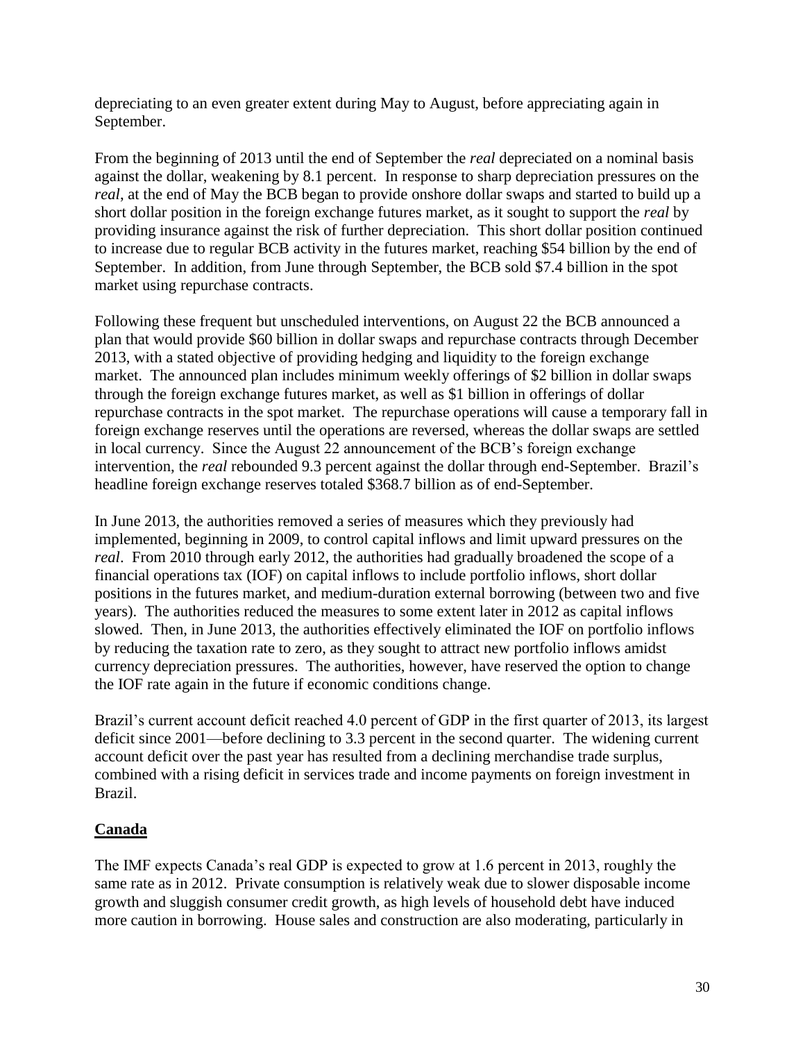depreciating to an even greater extent during May to August, before appreciating again in September.

From the beginning of 2013 until the end of September the *real* depreciated on a nominal basis against the dollar, weakening by 8.1 percent. In response to sharp depreciation pressures on the *real*, at the end of May the BCB began to provide onshore dollar swaps and started to build up a short dollar position in the foreign exchange futures market, as it sought to support the *real* by providing insurance against the risk of further depreciation. This short dollar position continued to increase due to regular BCB activity in the futures market, reaching $54 billion by the end of September. In addition, from June through September, the BCB sold $7.4 billion in the spot market using repurchase contracts.

Following these frequent but unscheduled interventions, on August 22 the BCB announced a plan that would provide $60 billion in dollar swaps and repurchase contracts through December 2013, with a stated objective of providing hedging and liquidity to the foreign exchange market. The announced plan includes minimum weekly offerings of $2 billion in dollar swaps through the foreign exchange futures market, as well as $1 billion in offerings of dollar repurchase contracts in the spot market. The repurchase operations will cause a temporary fall in foreign exchange reserves until the operations are reversed, whereas the dollar swaps are settled in local currency. Since the August 22 announcement of the BCB's foreign exchange intervention, the *real* rebounded 9.3 percent against the dollar through end-September. Brazil's headline foreign exchange reserves totaled $368.7 billion as of end-September.

In June 2013, the authorities removed a series of measures which they previously had implemented, beginning in 2009, to control capital inflows and limit upward pressures on the *real*. From 2010 through early 2012, the authorities had gradually broadened the scope of a financial operations tax (IOF) on capital inflows to include portfolio inflows, short dollar positions in the futures market, and medium-duration external borrowing (between two and five years). The authorities reduced the measures to some extent later in 2012 as capital inflows slowed. Then, in June 2013, the authorities effectively eliminated the IOF on portfolio inflows by reducing the taxation rate to zero, as they sought to attract new portfolio inflows amidst currency depreciation pressures. The authorities, however, have reserved the option to change the IOF rate again in the future if economic conditions change.

Brazil's current account deficit reached 4.0 percent of GDP in the first quarter of 2013, its largest deficit since 2001—before declining to 3.3 percent in the second quarter. The widening current account deficit over the past year has resulted from a declining merchandise trade surplus, combined with a rising deficit in services trade and income payments on foreign investment in Brazil.

## Canada

The IMF expects Canada's real GDP is expected to grow at 1.6 percent in 2013, roughly the same rate as in 2012. Private consumption is relatively weak due to slower disposable income growth and sluggish consumer credit growth, as high levels of household debt have induced more caution in borrowing. House sales and construction are also moderating, particularly in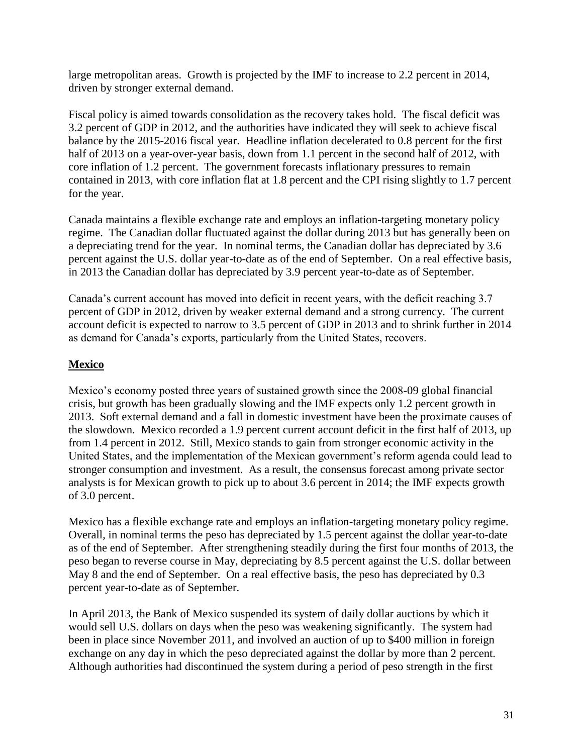large metropolitan areas. Growth is projected by the IMF to increase to 2.2 percent in 2014, driven by stronger external demand.

Fiscal policy is aimed towards consolidation as the recovery takes hold. The fiscal deficit was 3.2 percent of GDP in 2012, and the authorities have indicated they will seek to achieve fiscal balance by the 2015-2016 fiscal year. Headline inflation decelerated to 0.8 percent for the first half of 2013 on a year-over-year basis, down from 1.1 percent in the second half of 2012, with core inflation of 1.2 percent. The government forecasts inflationary pressures to remain contained in 2013, with core inflation flat at 1.8 percent and the CPI rising slightly to 1.7 percent for the year.

Canada maintains a flexible exchange rate and employs an inflation-targeting monetary policy regime. The Canadian dollar fluctuated against the dollar during 2013 but has generally been on a depreciating trend for the year. In nominal terms, the Canadian dollar has depreciated by 3.6 percent against the U.S. dollar year-to-date as of the end of September. On a real effective basis, in 2013 the Canadian dollar has depreciated by 3.9 percent year-to-date as of September.

Canada's current account has moved into deficit in recent years, with the deficit reaching 3.7 percent of GDP in 2012, driven by weaker external demand and a strong currency. The current account deficit is expected to narrow to 3.5 percent of GDP in 2013 and to shrink further in 2014 as demand for Canada's exports, particularly from the United States, recovers.

**Mexico**

Mexico's economy posted three years of sustained growth since the 2008-09 global financial crisis, but growth has been gradually slowing and the IMF expects only 1.2 percent growth in 2013. Soft external demand and a fall in domestic investment have been the proximate causes of the slowdown. Mexico recorded a 1.9 percent current account deficit in the first half of 2013, up from 1.4 percent in 2012. Still, Mexico stands to gain from stronger economic activity in the United States, and the implementation of the Mexican government's reform agenda could lead to stronger consumption and investment. As a result, the consensus forecast among private sector analysts is for Mexican growth to pick up to about 3.6 percent in 2014; the IMF expects growth of 3.0 percent.

Mexico has a flexible exchange rate and employs an inflation-targeting monetary policy regime. Overall, in nominal terms the peso has depreciated by 1.5 percent against the dollar year-to-date as of the end of September. After strengthening steadily during the first four months of 2013, the peso began to reverse course in May, depreciating by 8.5 percent against the U.S. dollar between May 8 and the end of September. On a real effective basis, the peso has depreciated by 0.3 percent year-to-date as of September.

In April 2013, the Bank of Mexico suspended its system of daily dollar auctions by which it would sell U.S. dollars on days when the peso was weakening significantly. The system had been in place since November 2011, and involved an auction of up to $400 million in foreign exchange on any day in which the peso depreciated against the dollar by more than 2 percent. Although authorities had discontinued the system during a period of peso strength in the first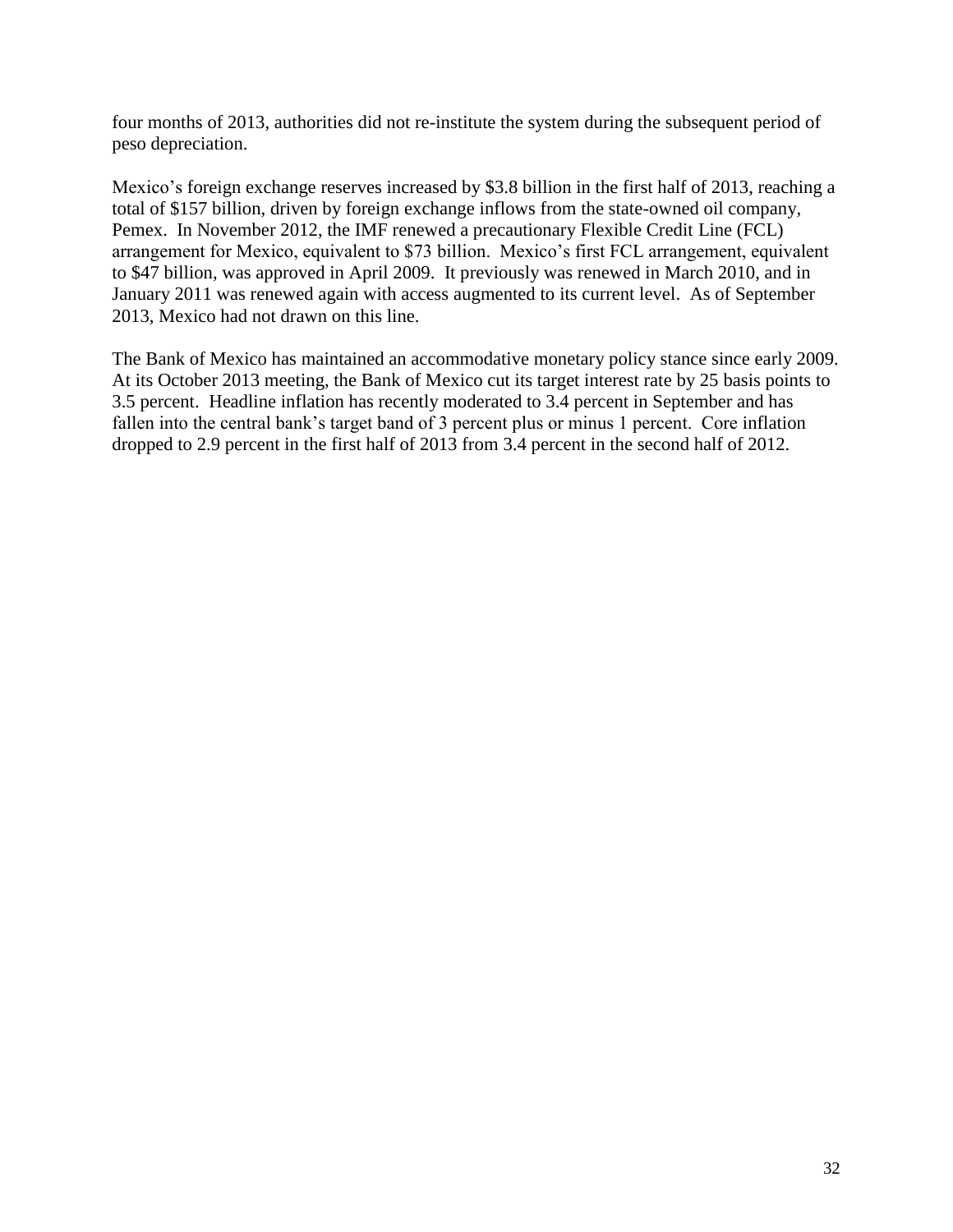four months of 2013, authorities did not re-institute the system during the subsequent period of peso depreciation.

Mexico's foreign exchange reserves increased by $3.8 billion in the first half of 2013, reaching a total of $157 billion, driven by foreign exchange inflows from the state-owned oil company, Pemex. In November 2012, the IMF renewed a precautionary Flexible Credit Line (FCL) arrangement for Mexico, equivalent to $73 billion. Mexico's first FCL arrangement, equivalent to $47 billion, was approved in April 2009. It previously was renewed in March 2010, and in January 2011 was renewed again with access augmented to its current level. As of September 2013, Mexico had not drawn on this line.

The Bank of Mexico has maintained an accommodative monetary policy stance since early 2009. At its October 2013 meeting, the Bank of Mexico cut its target interest rate by 25 basis points to 3.5 percent. Headline inflation has recently moderated to 3.4 percent in September and has fallen into the central bank's target band of 3 percent plus or minus 1 percent. Core inflation dropped to 2.9 percent in the first half of 2013 from 3.4 percent in the second half of 2012.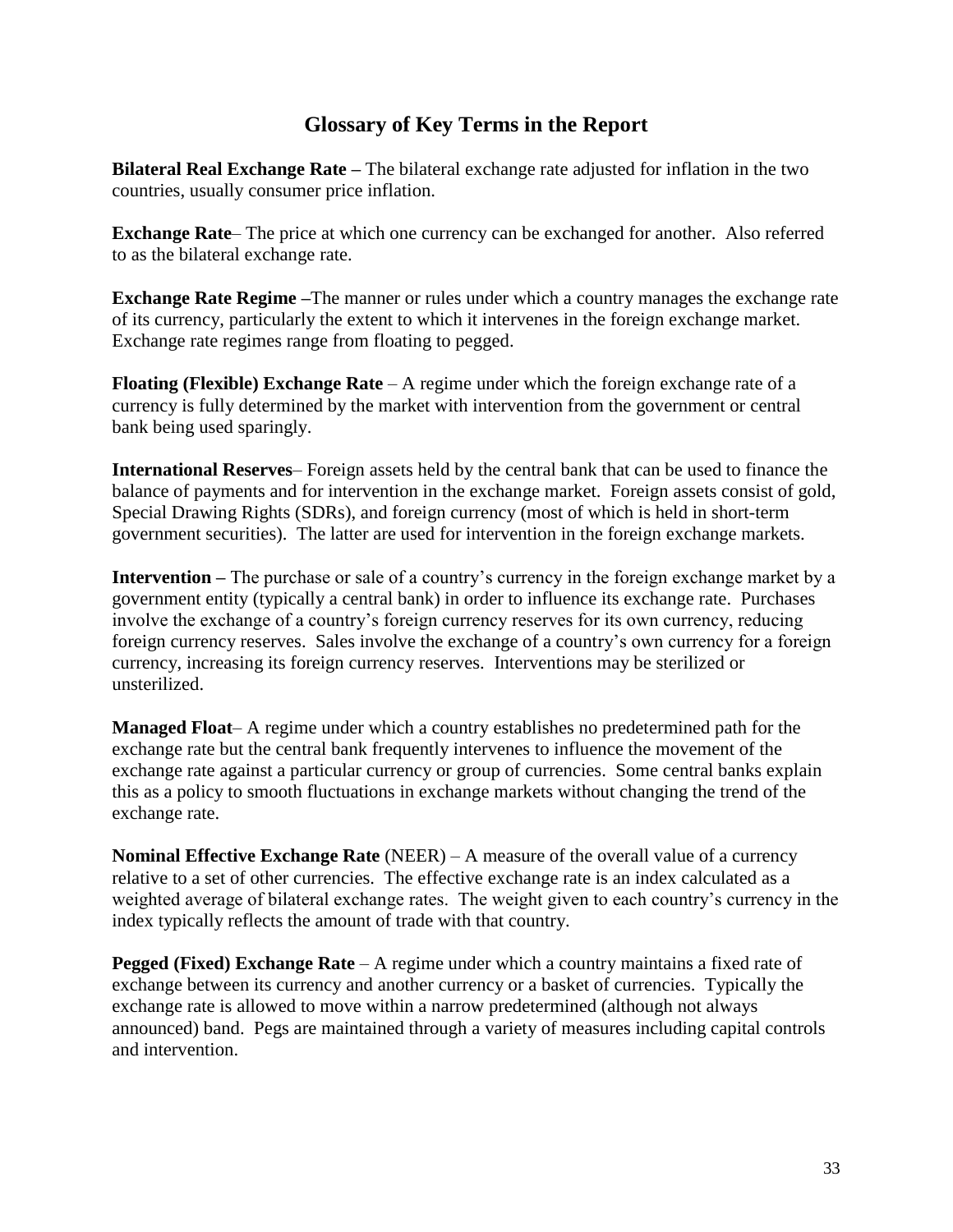## Glossary of Key Terms in the Report

**Bilateral Real Exchange Rate –** The bilateral exchange rate adjusted for inflation in the two countries, usually consumer price inflation.

**Exchange Rate**– The price at which one currency can be exchanged for another. Also referred to as the bilateral exchange rate.

**Exchange Rate Regime –**The manner or rules under which a country manages the exchange rate of its currency, particularly the extent to which it intervenes in the foreign exchange market. Exchange rate regimes range from floating to pegged.

**Floating (Flexible) Exchange Rate** – A regime under which the foreign exchange rate of a currency is fully determined by the market with intervention from the government or central bank being used sparingly.

**International Reserves**– Foreign assets held by the central bank that can be used to finance the balance of payments and for intervention in the exchange market. Foreign assets consist of gold, Special Drawing Rights (SDRs), and foreign currency (most of which is held in short-term government securities). The latter are used for intervention in the foreign exchange markets.

**Intervention –** The purchase or sale of a country's currency in the foreign exchange market by a government entity (typically a central bank) in order to influence its exchange rate. Purchases involve the exchange of a country's foreign currency reserves for its own currency, reducing foreign currency reserves. Sales involve the exchange of a country's own currency for a foreign currency, increasing its foreign currency reserves. Interventions may be sterilized or unsterilized.

**Managed Float**– A regime under which a country establishes no predetermined path for the exchange rate but the central bank frequently intervenes to influence the movement of the exchange rate against a particular currency or group of currencies. Some central banks explain this as a policy to smooth fluctuations in exchange markets without changing the trend of the exchange rate.

**Nominal Effective Exchange Rate** (NEER) – A measure of the overall value of a currency relative to a set of other currencies. The effective exchange rate is an index calculated as a weighted average of bilateral exchange rates. The weight given to each country's currency in the index typically reflects the amount of trade with that country.

**Pegged (Fixed) Exchange Rate** – A regime under which a country maintains a fixed rate of exchange between its currency and another currency or a basket of currencies. Typically the exchange rate is allowed to move within a narrow predetermined (although not always announced) band. Pegs are maintained through a variety of measures including capital controls and intervention.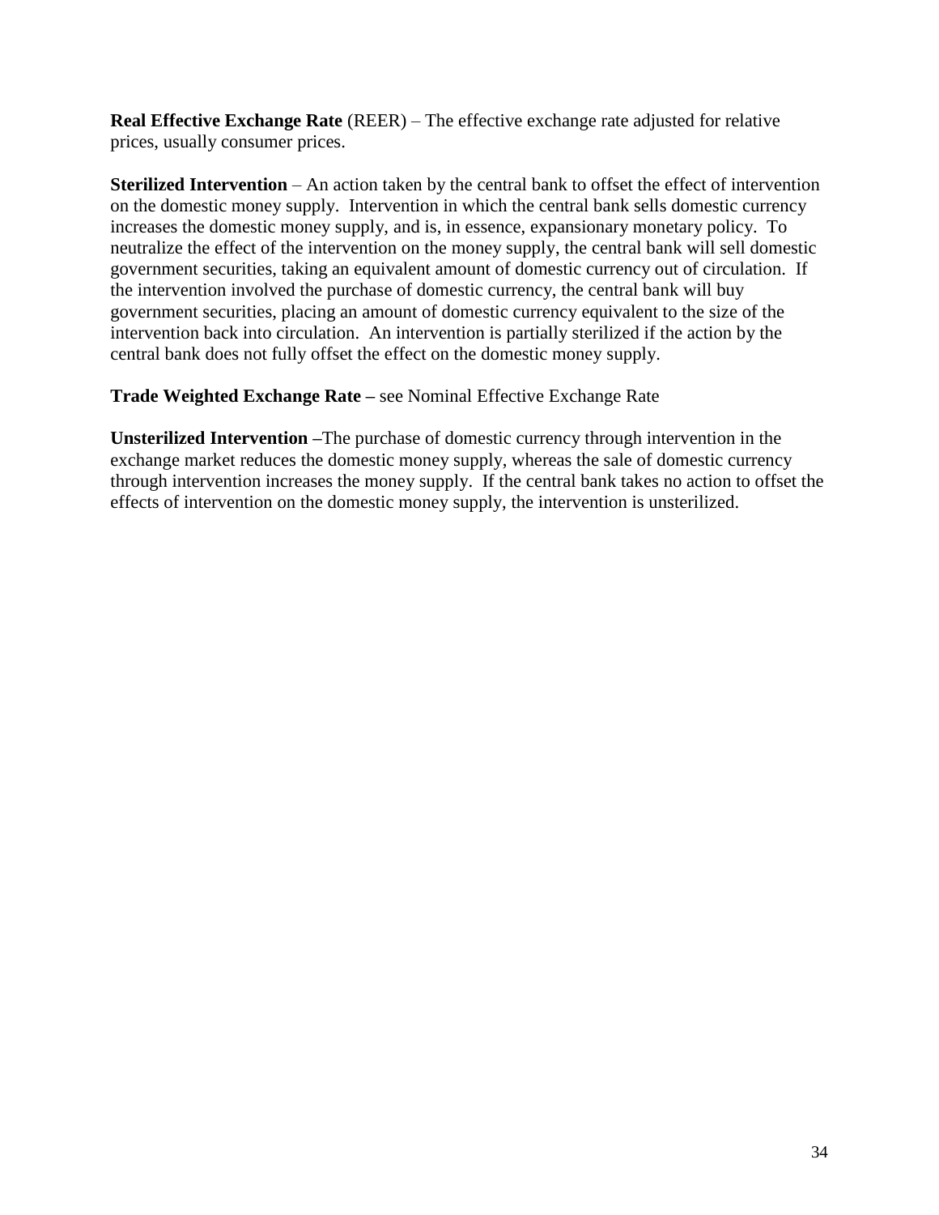**Real Effective Exchange Rate** (REER) – The effective exchange rate adjusted for relative prices, usually consumer prices.

**Sterilized Intervention** – An action taken by the central bank to offset the effect of intervention on the domestic money supply. Intervention in which the central bank sells domestic currency increases the domestic money supply, and is, in essence, expansionary monetary policy. To neutralize the effect of the intervention on the money supply, the central bank will sell domestic government securities, taking an equivalent amount of domestic currency out of circulation. If the intervention involved the purchase of domestic currency, the central bank will buy government securities, placing an amount of domestic currency equivalent to the size of the intervention back into circulation. An intervention is partially sterilized if the action by the central bank does not fully offset the effect on the domestic money supply.

**Trade Weighted Exchange Rate –** see Nominal Effective Exchange Rate

**Unsterilized Intervention –**The purchase of domestic currency through intervention in the exchange market reduces the domestic money supply, whereas the sale of domestic currency through intervention increases the money supply. If the central bank takes no action to offset the effects of intervention on the domestic money supply, the intervention is unsterilized.